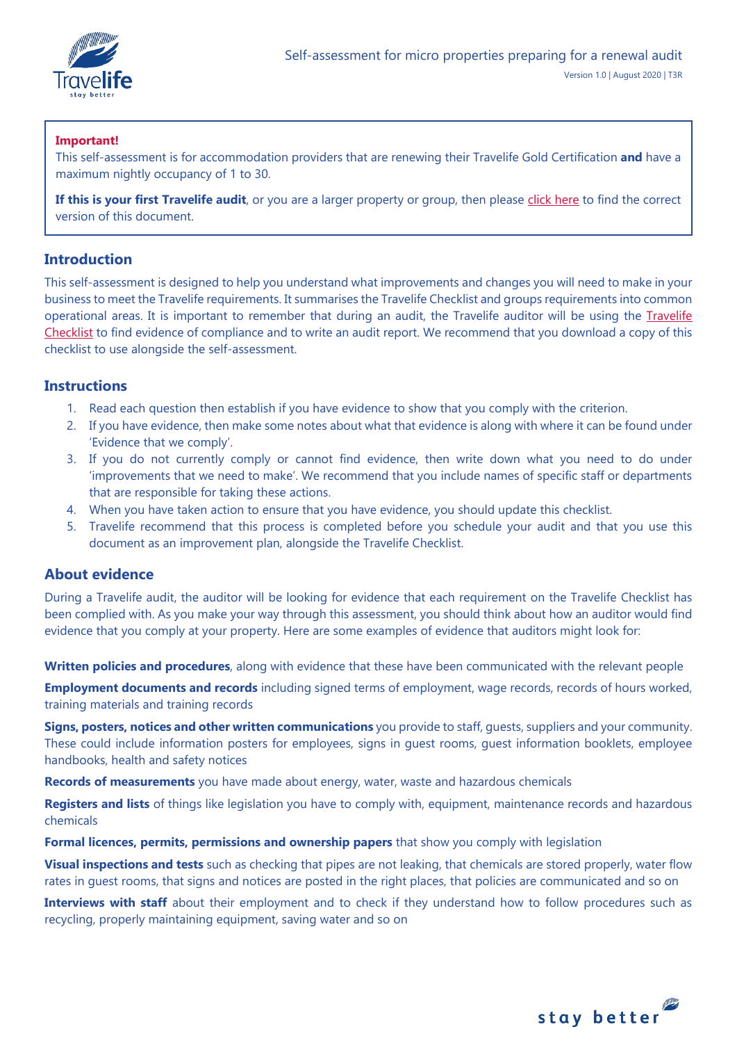# Self-assessment for micro properties preparing for a renewal audit

Version 1.0 | August 2020 | T3R

**Important!**

This self-assessment is for accommodation providers that are renewing their Travelife Gold Certification **and** have a maximum nightly occupancy of 1 to 30.

**If this is your first Travelife audit**, or you are a larger property or group, then please click here to find the correct version of this document.

## Introduction

This self-assessment is designed to help you understand what improvements and changes you will need to make in your business to meet the Travelife requirements. It summarises the Travelife Checklist and groups requirements into common operational areas. It is important to remember that during an audit, the Travelife auditor will be using the Travelife Checklist to find evidence of compliance and to write an audit report. We recommend that you download a copy of this checklist to use alongside the self-assessment.

## Instructions

1. Read each question then establish if you have evidence to show that you comply with the criterion.
2. If you have evidence, then make some notes about what that evidence is along with where it can be found under 'Evidence that we comply'.
3. If you do not currently comply or cannot find evidence, then write down what you need to do under 'improvements that we need to make'. We recommend that you include names of specific staff or departments that are responsible for taking these actions.
4. When you have taken action to ensure that you have evidence, you should update this checklist.
5. Travelife recommend that this process is completed before you schedule your audit and that you use this document as an improvement plan, alongside the Travelife Checklist.

## About evidence

During a Travelife audit, the auditor will be looking for evidence that each requirement on the Travelife Checklist has been complied with. As you make your way through this assessment, you should think about how an auditor would find evidence that you comply at your property. Here are some examples of evidence that auditors might look for:

**Written policies and procedures**, along with evidence that these have been communicated with the relevant people

**Employment documents and records** including signed terms of employment, wage records, records of hours worked, training materials and training records

**Signs, posters, notices and other written communications** you provide to staff, guests, suppliers and your community. These could include information posters for employees, signs in guest rooms, guest information booklets, employee handbooks, health and safety notices

**Records of measurements** you have made about energy, water, waste and hazardous chemicals

**Registers and lists** of things like legislation you have to comply with, equipment, maintenance records and hazardous chemicals

**Formal licences, permits, permissions and ownership papers** that show you comply with legislation

**Visual inspections and tests** such as checking that pipes are not leaking, that chemicals are stored properly, water flow rates in guest rooms, that signs and notices are posted in the right places, that policies are communicated and so on

**Interviews with staff** about their employment and to check if they understand how to follow procedures such as recycling, properly maintaining equipment, saving water and so on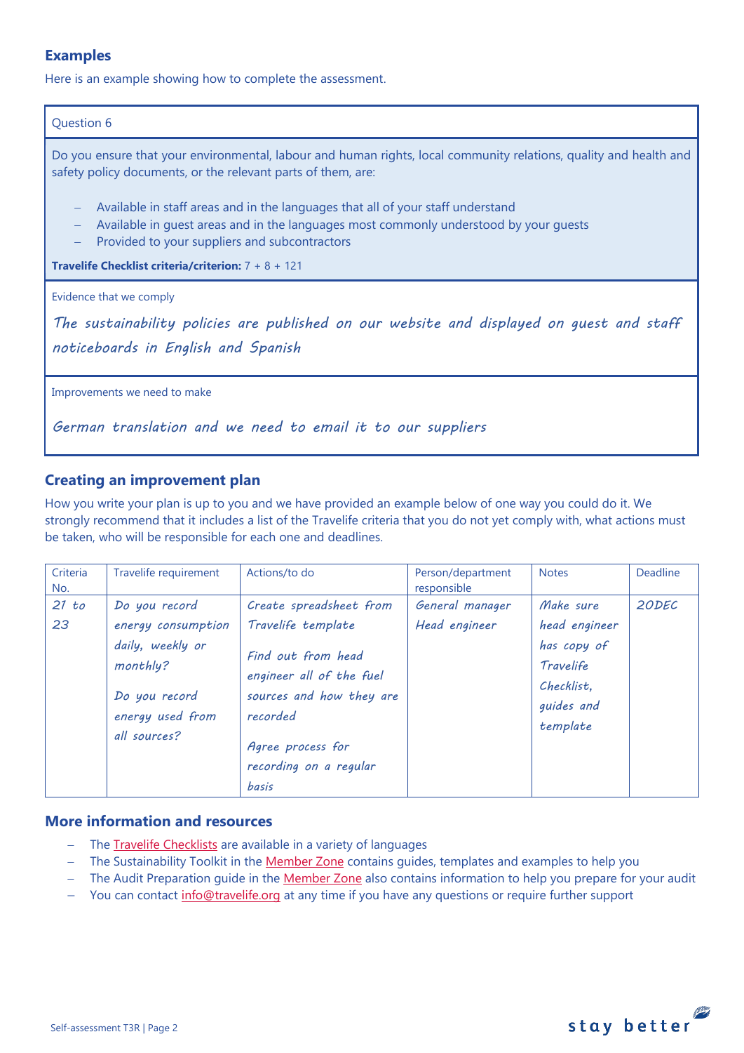## Examples

Here is an example showing how to complete the assessment.

| Question 6 |
|---|
| Do you ensure that your environmental, labour and human rights, local community relations, quality and health and safety policy documents, or the relevant parts of them, are:<br><br>– Available in staff areas and in the languages that all of your staff understand<br>– Available in guest areas and in the languages most commonly understood by your guests<br>– Provided to your suppliers and subcontractors<br><br>**Travelife Checklist criteria/criterion:** 7 + 8 + 121 |
| Evidence that we comply<br><br>*The sustainability policies are published on our website and displayed on guest and staff noticeboards in English and Spanish* |
| Improvements we need to make<br><br>*German translation and we need to email it to our suppliers* |

## Creating an improvement plan

How you write your plan is up to you and we have provided an example below of one way you could do it. We strongly recommend that it includes a list of the Travelife criteria that you do not yet comply with, what actions must be taken, who will be responsible for each one and deadlines.

| Criteria No. | Travelife requirement | Actions/to do | Person/department responsible | Notes | Deadline |
|---|---|---|---|---|---|
| *21 to 23* | *Do you record energy consumption daily, weekly or monthly?*<br><br>*Do you record energy used from all sources?* | *Create spreadsheet from Travelife template*<br><br>*Find out from head engineer all of the fuel sources and how they are recorded*<br><br>*Agree process for recording on a regular basis* | *General manager*<br>*Head engineer* | *Make sure head engineer has copy of Travelife Checklist, guides and template* | *20DEC* |

## More information and resources

- The Travelife Checklists are available in a variety of languages
- The Sustainability Toolkit in the Member Zone contains guides, templates and examples to help you
- The Audit Preparation guide in the Member Zone also contains information to help you prepare for your audit
- You can contact info@travelife.org at any time if you have any questions or require further support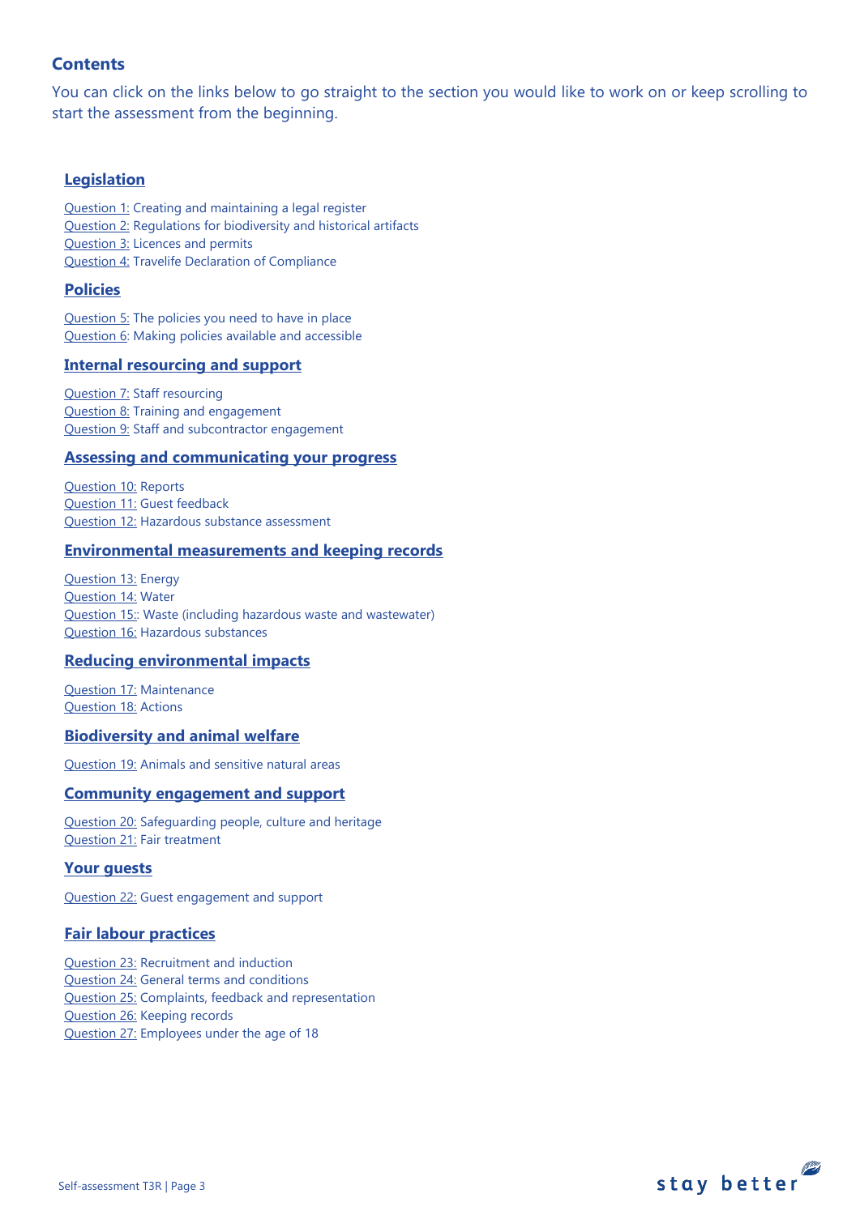## Contents

You can click on the links below to go straight to the section you would like to work on or keep scrolling to start the assessment from the beginning.

### Legislation

Question 1: Creating and maintaining a legal register
Question 2: Regulations for biodiversity and historical artifacts
Question 3: Licences and permits
Question 4: Travelife Declaration of Compliance

### Policies

Question 5: The policies you need to have in place
Question 6: Making policies available and accessible

### Internal resourcing and support

Question 7: Staff resourcing
Question 8: Training and engagement
Question 9: Staff and subcontractor engagement

### Assessing and communicating your progress

Question 10: Reports
Question 11: Guest feedback
Question 12: Hazardous substance assessment

### Environmental measurements and keeping records

Question 13: Energy
Question 14: Water
Question 15:: Waste (including hazardous waste and wastewater)
Question 16: Hazardous substances

### Reducing environmental impacts

Question 17: Maintenance
Question 18: Actions

### Biodiversity and animal welfare

Question 19: Animals and sensitive natural areas

### Community engagement and support

Question 20: Safeguarding people, culture and heritage
Question 21: Fair treatment

### Your guests

Question 22: Guest engagement and support

### Fair labour practices

Question 23: Recruitment and induction
Question 24: General terms and conditions
Question 25: Complaints, feedback and representation
Question 26: Keeping records
Question 27: Employees under the age of 18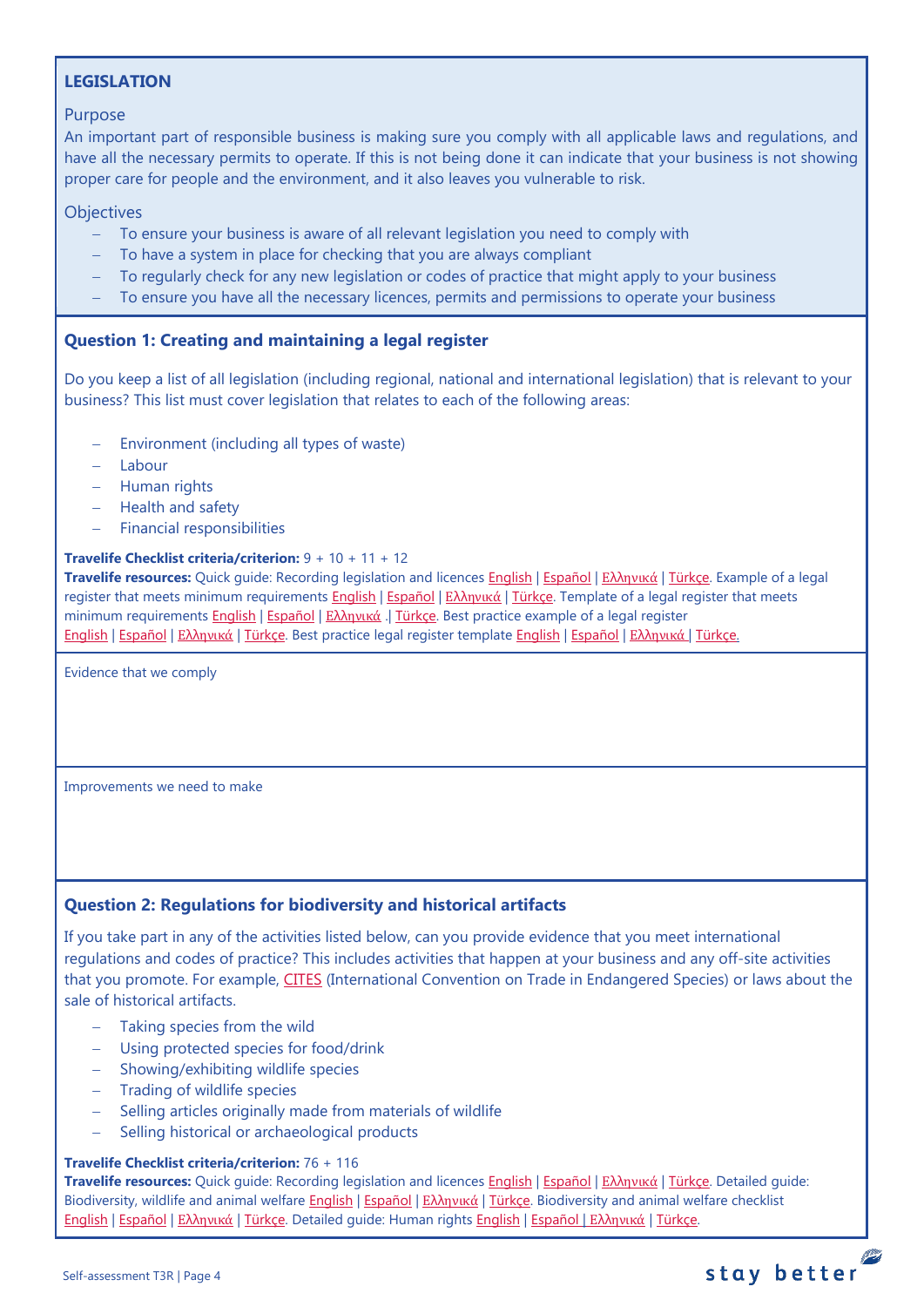## LEGISLATION

### Purpose

An important part of responsible business is making sure you comply with all applicable laws and regulations, and have all the necessary permits to operate. If this is not being done it can indicate that your business is not showing proper care for people and the environment, and it also leaves you vulnerable to risk.

### Objectives

- To ensure your business is aware of all relevant legislation you need to comply with
- To have a system in place for checking that you are always compliant
- To regularly check for any new legislation or codes of practice that might apply to your business
- To ensure you have all the necessary licences, permits and permissions to operate your business

### Question 1: Creating and maintaining a legal register

Do you keep a list of all legislation (including regional, national and international legislation) that is relevant to your business? This list must cover legislation that relates to each of the following areas:

- Environment (including all types of waste)
- Labour
- Human rights
- Health and safety
- Financial responsibilities

**Travelife Checklist criteria/criterion:** 9 + 10 + 11 + 12
**Travelife resources:** Quick guide: Recording legislation and licences English | Español | Ελληνικά | Türkçe. Example of a legal register that meets minimum requirements English | Español | Ελληνικά | Türkçe. Template of a legal register that meets minimum requirements English | Español | Ελληνικά .| Türkçe. Best practice example of a legal register English | Español | Ελληνικά | Türkçe. Best practice legal register template English | Español | Ελληνικά | Türkçe.

Evidence that we comply

Improvements we need to make

### Question 2: Regulations for biodiversity and historical artifacts

If you take part in any of the activities listed below, can you provide evidence that you meet international regulations and codes of practice? This includes activities that happen at your business and any off-site activities that you promote. For example, CITES (International Convention on Trade in Endangered Species) or laws about the sale of historical artifacts.

- Taking species from the wild
- Using protected species for food/drink
- Showing/exhibiting wildlife species
- Trading of wildlife species
- Selling articles originally made from materials of wildlife
- Selling historical or archaeological products

**Travelife Checklist criteria/criterion:** 76 + 116
**Travelife resources:** Quick guide: Recording legislation and licences English | Español | Ελληνικά | Türkçe. Detailed guide: Biodiversity, wildlife and animal welfare English | Español | Ελληνικά | Türkçe. Biodiversity and animal welfare checklist English | Español | Ελληνικά | Türkçe. Detailed guide: Human rights English | Español | Ελληνικά | Türkçe.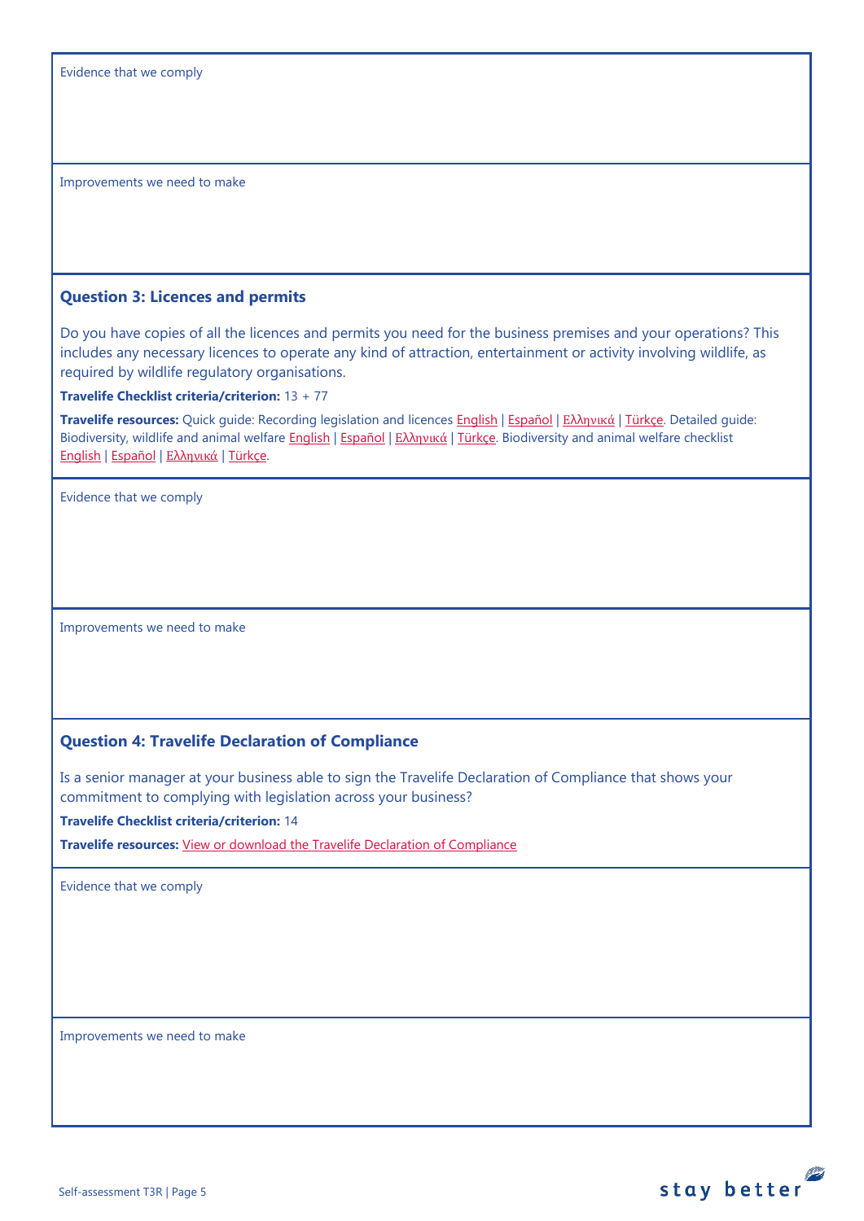Evidence that we comply

Improvements we need to make

### Question 3: Licences and permits

Do you have copies of all the licences and permits you need for the business premises and your operations? This includes any necessary licences to operate any kind of attraction, entertainment or activity involving wildlife, as required by wildlife regulatory organisations.

**Travelife Checklist criteria/criterion:** 13 + 77

**Travelife resources:** Quick guide: Recording legislation and licences English | Español | Ελληνικά | Türkçe. Detailed guide: Biodiversity, wildlife and animal welfare English | Español | Ελληνικά | Türkçe. Biodiversity and animal welfare checklist English | Español | Ελληνικά | Türkçe.

Evidence that we comply

Improvements we need to make

### Question 4: Travelife Declaration of Compliance

Is a senior manager at your business able to sign the Travelife Declaration of Compliance that shows your commitment to complying with legislation across your business?

**Travelife Checklist criteria/criterion:** 14

**Travelife resources:** View or download the Travelife Declaration of Compliance

Evidence that we comply

Improvements we need to make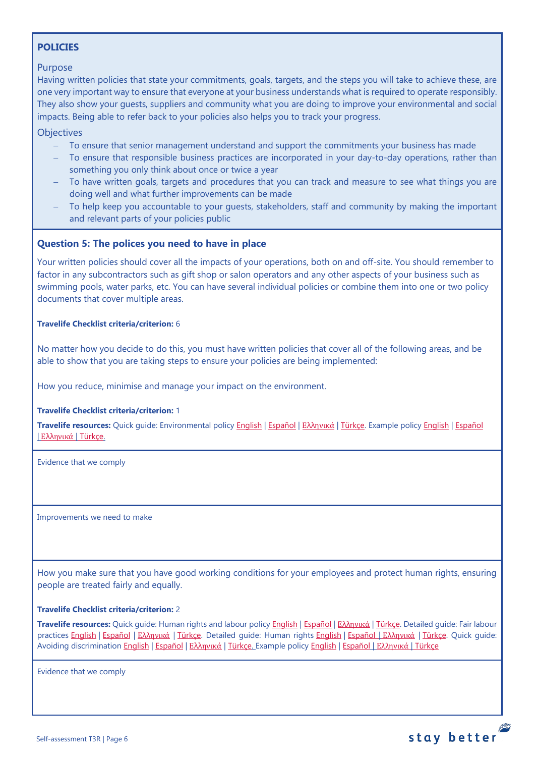## POLICIES

### Purpose

Having written policies that state your commitments, goals, targets, and the steps you will take to achieve these, are one very important way to ensure that everyone at your business understands what is required to operate responsibly. They also show your guests, suppliers and community what you are doing to improve your environmental and social impacts. Being able to refer back to your policies also helps you to track your progress.

### Objectives

- To ensure that senior management understand and support the commitments your business has made
- To ensure that responsible business practices are incorporated in your day-to-day operations, rather than something you only think about once or twice a year
- To have written goals, targets and procedures that you can track and measure to see what things you are doing well and what further improvements can be made
- To help keep you accountable to your guests, stakeholders, staff and community by making the important and relevant parts of your policies public

### Question 5: The polices you need to have in place

Your written policies should cover all the impacts of your operations, both on and off-site. You should remember to factor in any subcontractors such as gift shop or salon operators and any other aspects of your business such as swimming pools, water parks, etc. You can have several individual policies or combine them into one or two policy documents that cover multiple areas.

**Travelife Checklist criteria/criterion:** 6

No matter how you decide to do this, you must have written policies that cover all of the following areas, and be able to show that you are taking steps to ensure your policies are being implemented:

How you reduce, minimise and manage your impact on the environment.

**Travelife Checklist criteria/criterion:** 1

**Travelife resources:** Quick guide: Environmental policy English | Español | Ελληνικά | Türkçe. Example policy English | Español | Ελληνικά | Türkçe.

Evidence that we comply

Improvements we need to make

How you make sure that you have good working conditions for your employees and protect human rights, ensuring people are treated fairly and equally.

**Travelife Checklist criteria/criterion:** 2

**Travelife resources:** Quick guide: Human rights and labour policy English | Español | Ελληνικά | Türkçe. Detailed guide: Fair labour practices English | Español | Ελληνικά | Türkçe. Detailed guide: Human rights English | Español | Ελληνικά | Türkçe. Quick guide: Avoiding discrimination English | Español | Ελληνικά | Türkçe. Example policy English | Español | Ελληνικά | Türkçe

Evidence that we comply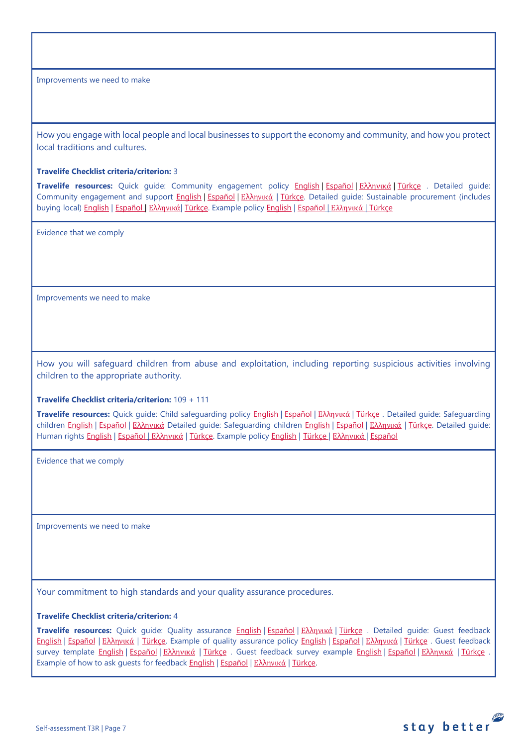Improvements we need to make

How you engage with local people and local businesses to support the economy and community, and how you protect local traditions and cultures.

**Travelife Checklist criteria/criterion:** 3

**Travelife resources:** Quick guide: Community engagement policy English | Español | Ελληνικά | Türkçe . Detailed guide: Community engagement and support English | Español | Ελληνικά | Türkçe. Detailed guide: Sustainable procurement (includes buying local) English | Español | Ελληνικά| Türkçe. Example policy English | Español | Ελληνικά | Türkçe

Evidence that we comply

Improvements we need to make

How you will safeguard children from abuse and exploitation, including reporting suspicious activities involving children to the appropriate authority.

**Travelife Checklist criteria/criterion:** 109 + 111

**Travelife resources:** Quick guide: Child safeguarding policy English | Español | Ελληνικά | Türkçe . Detailed guide: Safeguarding children English | Español | Ελληνικά Detailed guide: Safeguarding children English | Español | Ελληνικά | Türkçe. Detailed guide: Human rights English | Español | Ελληνικά | Türkçe. Example policy English | Türkçe | Ελληνικά | Español

Evidence that we comply

Improvements we need to make

Your commitment to high standards and your quality assurance procedures.

**Travelife Checklist criteria/criterion:** 4

**Travelife resources:** Quick guide: Quality assurance English | Español | Ελληνικά | Türkçe . Detailed guide: Guest feedback English | Español | Ελληνικά | Türkçe. Example of quality assurance policy English | Español | Ελληνικά | Türkçe . Guest feedback survey template English | Español | Ελληνικά | Türkçe . Guest feedback survey example English | Español | Ελληνικά | Türkçe . Example of how to ask guests for feedback English | Español | Ελληνικά | Türkçe.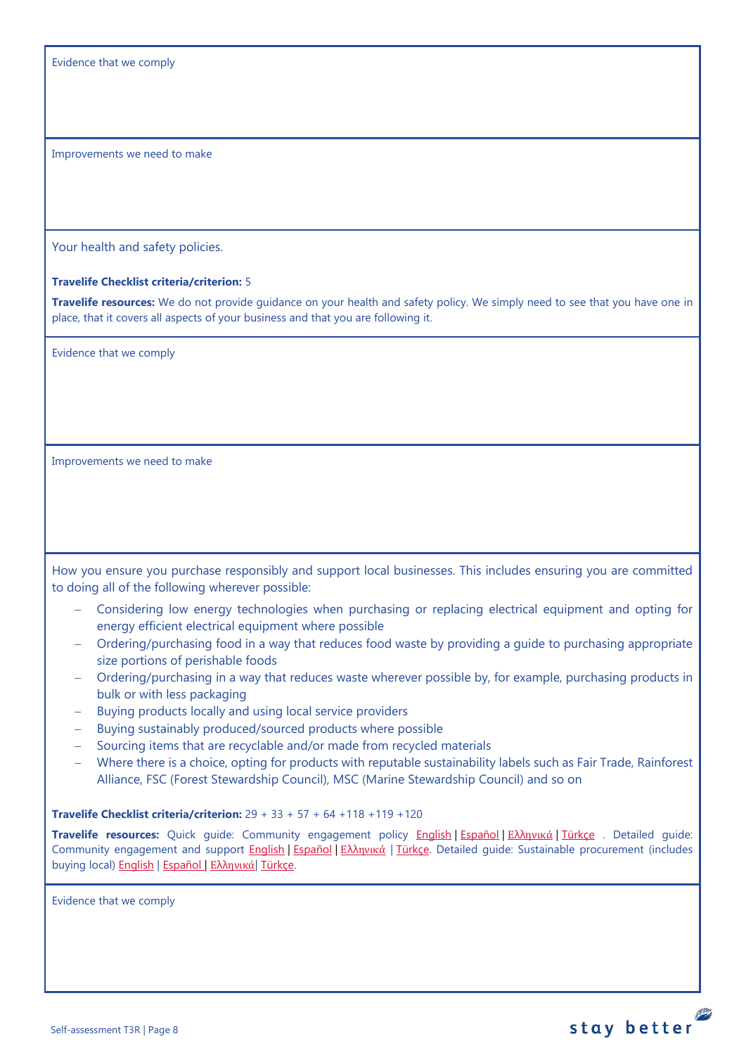Evidence that we comply

Improvements we need to make

Your health and safety policies.

**Travelife Checklist criteria/criterion:** 5

**Travelife resources:** We do not provide guidance on your health and safety policy. We simply need to see that you have one in place, that it covers all aspects of your business and that you are following it.

Evidence that we comply

Improvements we need to make

How you ensure you purchase responsibly and support local businesses. This includes ensuring you are committed to doing all of the following wherever possible:

- Considering low energy technologies when purchasing or replacing electrical equipment and opting for energy efficient electrical equipment where possible
- Ordering/purchasing food in a way that reduces food waste by providing a guide to purchasing appropriate size portions of perishable foods
- Ordering/purchasing in a way that reduces waste wherever possible by, for example, purchasing products in bulk or with less packaging
- Buying products locally and using local service providers
- Buying sustainably produced/sourced products where possible
- Sourcing items that are recyclable and/or made from recycled materials
- Where there is a choice, opting for products with reputable sustainability labels such as Fair Trade, Rainforest Alliance, FSC (Forest Stewardship Council), MSC (Marine Stewardship Council) and so on

**Travelife Checklist criteria/criterion:** 29 + 33 + 57 + 64 +118 +119 +120

**Travelife resources:** Quick guide: Community engagement policy English | Español | Ελληνικά | Türkçe . Detailed guide: Community engagement and support English | Español | Ελληνικά | Türkçe. Detailed guide: Sustainable procurement (includes buying local) English | Español | Ελληνικά| Türkçe.

Evidence that we comply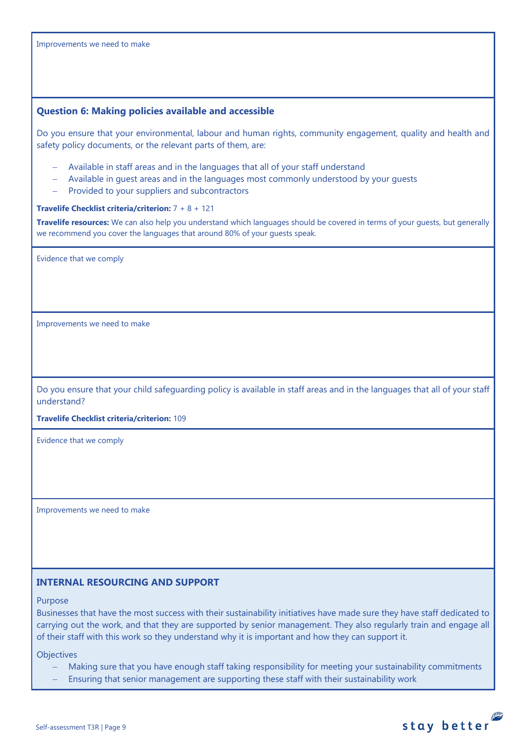Improvements we need to make

### Question 6: Making policies available and accessible

Do you ensure that your environmental, labour and human rights, community engagement, quality and health and safety policy documents, or the relevant parts of them, are:

- Available in staff areas and in the languages that all of your staff understand
- Available in guest areas and in the languages most commonly understood by your guests
- Provided to your suppliers and subcontractors

**Travelife Checklist criteria/criterion:** 7 + 8 + 121

**Travelife resources:** We can also help you understand which languages should be covered in terms of your guests, but generally we recommend you cover the languages that around 80% of your guests speak.

Evidence that we comply

Improvements we need to make

Do you ensure that your child safeguarding policy is available in staff areas and in the languages that all of your staff understand?

**Travelife Checklist criteria/criterion:** 109

Evidence that we comply

Improvements we need to make

### INTERNAL RESOURCING AND SUPPORT

Purpose

Businesses that have the most success with their sustainability initiatives have made sure they have staff dedicated to carrying out the work, and that they are supported by senior management. They also regularly train and engage all of their staff with this work so they understand why it is important and how they can support it.

Objectives

- Making sure that you have enough staff taking responsibility for meeting your sustainability commitments
- Ensuring that senior management are supporting these staff with their sustainability work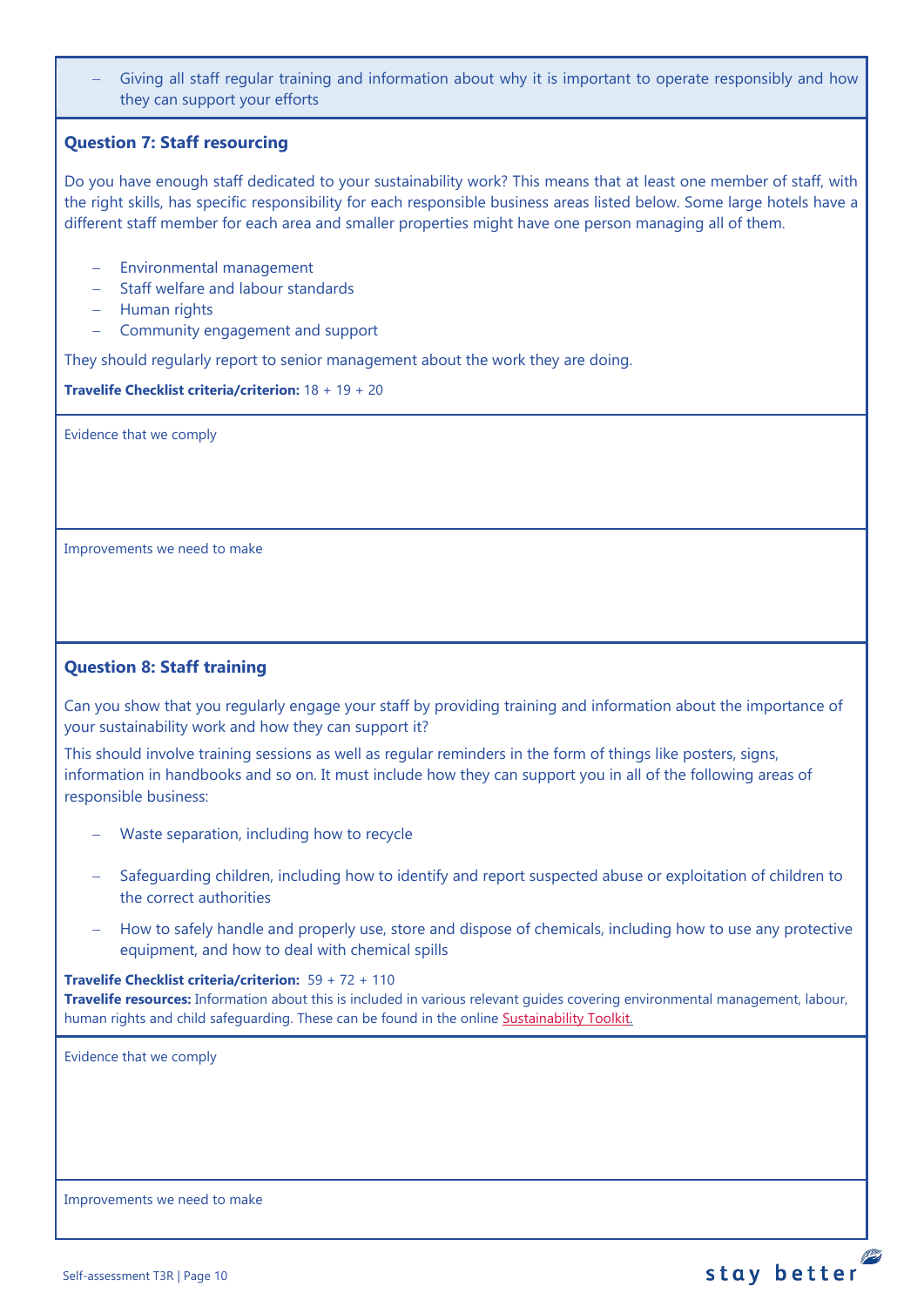- Giving all staff regular training and information about why it is important to operate responsibly and how they can support your efforts

### Question 7: Staff resourcing

Do you have enough staff dedicated to your sustainability work? This means that at least one member of staff, with the right skills, has specific responsibility for each responsible business areas listed below. Some large hotels have a different staff member for each area and smaller properties might have one person managing all of them.

- Environmental management
- Staff welfare and labour standards
- Human rights
- Community engagement and support

They should regularly report to senior management about the work they are doing.

**Travelife Checklist criteria/criterion:** 18 + 19 + 20

Evidence that we comply

Improvements we need to make

### Question 8: Staff training

Can you show that you regularly engage your staff by providing training and information about the importance of your sustainability work and how they can support it?

This should involve training sessions as well as regular reminders in the form of things like posters, signs, information in handbooks and so on. It must include how they can support you in all of the following areas of responsible business:

- Waste separation, including how to recycle
- Safeguarding children, including how to identify and report suspected abuse or exploitation of children to the correct authorities
- How to safely handle and properly use, store and dispose of chemicals, including how to use any protective equipment, and how to deal with chemical spills

**Travelife Checklist criteria/criterion:** 59 + 72 + 110
**Travelife resources:** Information about this is included in various relevant guides covering environmental management, labour, human rights and child safeguarding. These can be found in the online Sustainability Toolkit.

Evidence that we comply

Improvements we need to make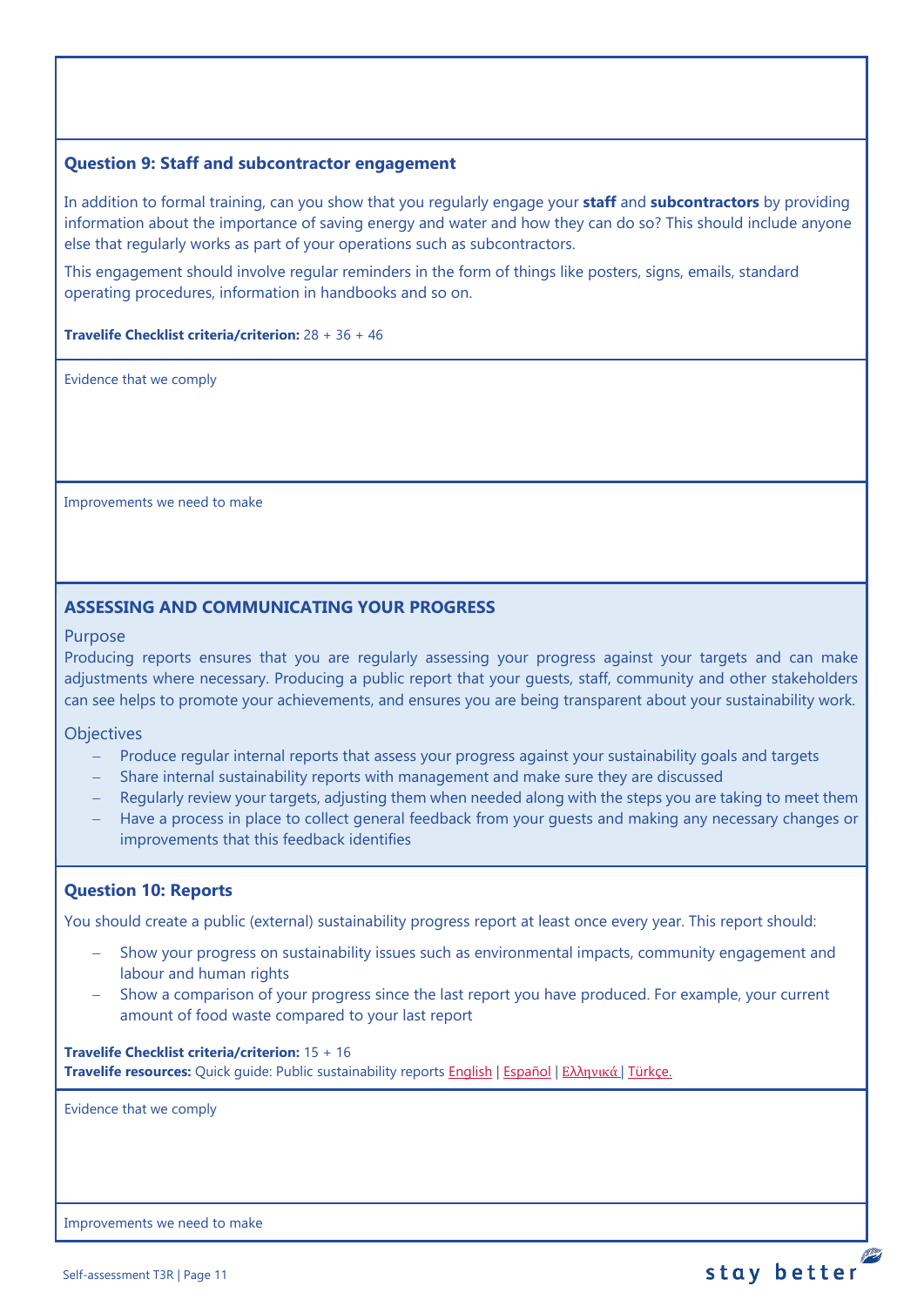### Question 9: Staff and subcontractor engagement

In addition to formal training, can you show that you regularly engage your **staff** and **subcontractors** by providing information about the importance of saving energy and water and how they can do so? This should include anyone else that regularly works as part of your operations such as subcontractors.

This engagement should involve regular reminders in the form of things like posters, signs, emails, standard operating procedures, information in handbooks and so on.

**Travelife Checklist criteria/criterion:** 28 + 36 + 46

Evidence that we comply

Improvements we need to make

## ASSESSING AND COMMUNICATING YOUR PROGRESS

Purpose

Producing reports ensures that you are regularly assessing your progress against your targets and can make adjustments where necessary. Producing a public report that your guests, staff, community and other stakeholders can see helps to promote your achievements, and ensures you are being transparent about your sustainability work.

Objectives

- Produce regular internal reports that assess your progress against your sustainability goals and targets
- Share internal sustainability reports with management and make sure they are discussed
- Regularly review your targets, adjusting them when needed along with the steps you are taking to meet them
- Have a process in place to collect general feedback from your guests and making any necessary changes or improvements that this feedback identifies

### Question 10: Reports

You should create a public (external) sustainability progress report at least once every year. This report should:

- Show your progress on sustainability issues such as environmental impacts, community engagement and labour and human rights
- Show a comparison of your progress since the last report you have produced. For example, your current amount of food waste compared to your last report

**Travelife Checklist criteria/criterion:** 15 + 16
**Travelife resources:** Quick guide: Public sustainability reports English | Español | Ελληνικά | Türkçe.

Evidence that we comply

Improvements we need to make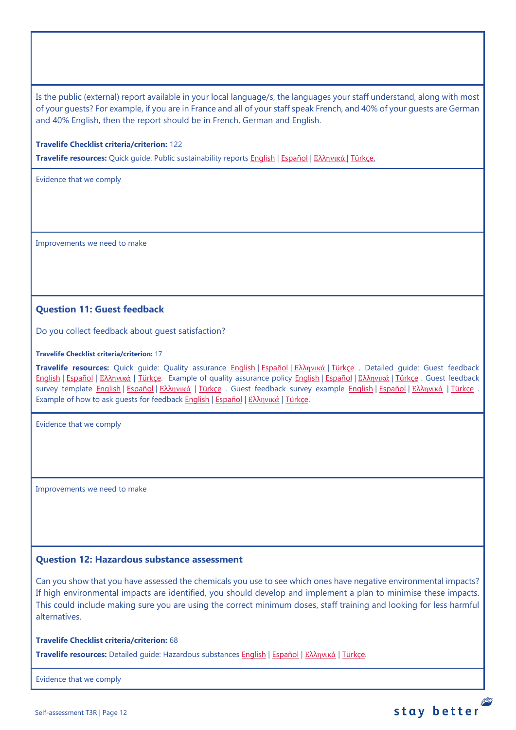Is the public (external) report available in your local language/s, the languages your staff understand, along with most of your guests? For example, if you are in France and all of your staff speak French, and 40% of your guests are German and 40% English, then the report should be in French, German and English.

**Travelife Checklist criteria/criterion:** 122

**Travelife resources:** Quick guide: Public sustainability reports English | Español | Ελληνικά | Türkçe.

Evidence that we comply

Improvements we need to make

### Question 11: Guest feedback

Do you collect feedback about guest satisfaction?

**Travelife Checklist criteria/criterion:** 17

**Travelife resources:** Quick guide: Quality assurance English | Español | Ελληνικά | Türkçe . Detailed guide: Guest feedback English | Español | Ελληνικά | Türkçe. Example of quality assurance policy English | Español | Ελληνικά | Türkçe . Guest feedback survey template English | Español | Ελληνικά | Türkçe . Guest feedback survey example English | Español | Ελληνικά | Türkçe . Example of how to ask guests for feedback English | Español | Ελληνικά | Türkçe.

Evidence that we comply

Improvements we need to make

### Question 12: Hazardous substance assessment

Can you show that you have assessed the chemicals you use to see which ones have negative environmental impacts? If high environmental impacts are identified, you should develop and implement a plan to minimise these impacts. This could include making sure you are using the correct minimum doses, staff training and looking for less harmful alternatives.

**Travelife Checklist criteria/criterion:** 68

**Travelife resources:** Detailed guide: Hazardous substances English | Español | Ελληνικά | Türkçe.

Evidence that we comply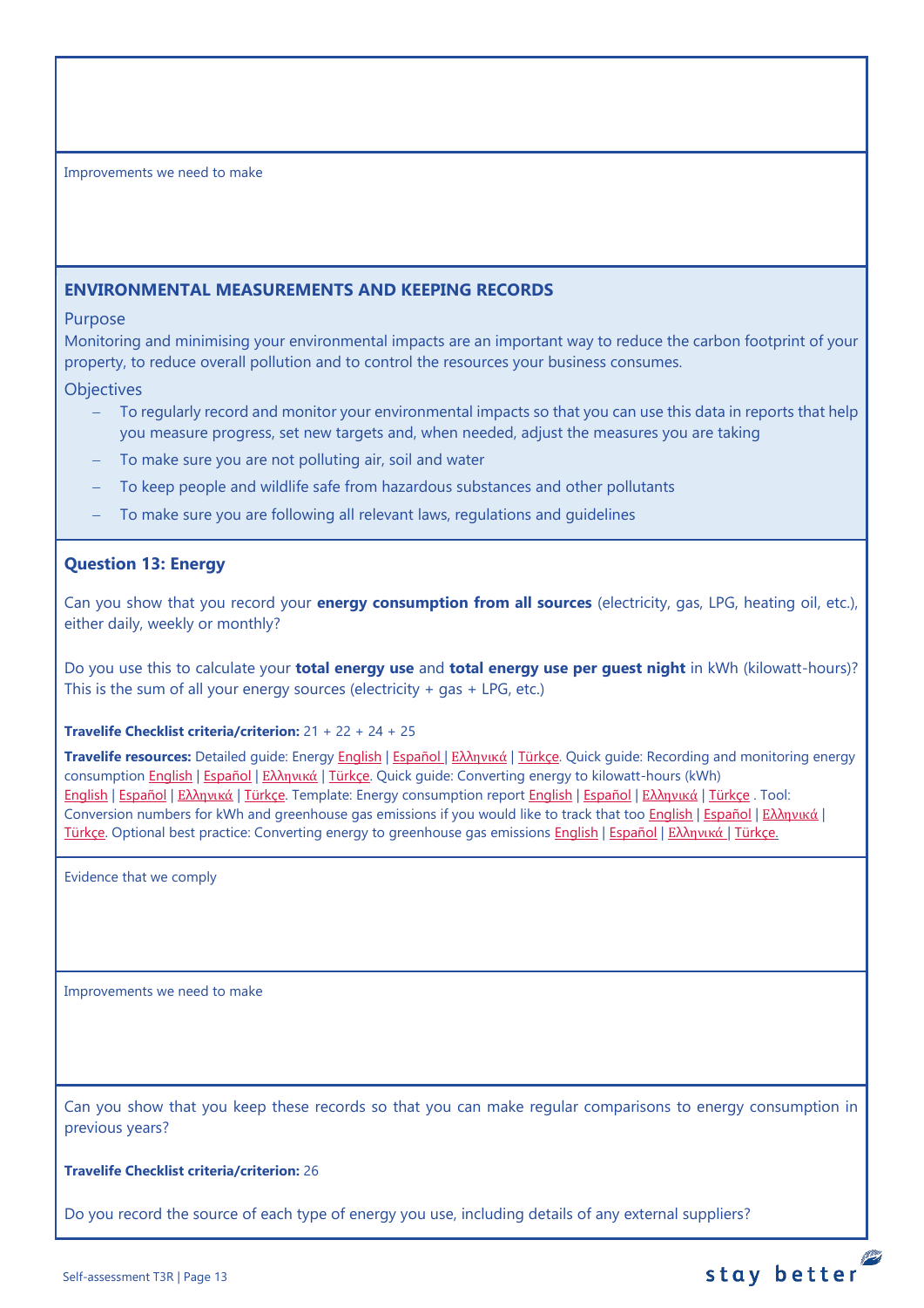Improvements we need to make

## ENVIRONMENTAL MEASUREMENTS AND KEEPING RECORDS

Purpose

Monitoring and minimising your environmental impacts are an important way to reduce the carbon footprint of your property, to reduce overall pollution and to control the resources your business consumes.

Objectives

- To regularly record and monitor your environmental impacts so that you can use this data in reports that help you measure progress, set new targets and, when needed, adjust the measures you are taking
- To make sure you are not polluting air, soil and water
- To keep people and wildlife safe from hazardous substances and other pollutants
- To make sure you are following all relevant laws, regulations and guidelines

### Question 13: Energy

Can you show that you record your **energy consumption from all sources** (electricity, gas, LPG, heating oil, etc.), either daily, weekly or monthly?

Do you use this to calculate your **total energy use** and **total energy use per guest night** in kWh (kilowatt-hours)? This is the sum of all your energy sources (electricity + gas + LPG, etc.)

**Travelife Checklist criteria/criterion:** 21 + 22 + 24 + 25

**Travelife resources:** Detailed guide: Energy English | Español | Ελληνικά | Türkçe. Quick guide: Recording and monitoring energy consumption English | Español | Ελληνικά | Türkçe. Quick guide: Converting energy to kilowatt-hours (kWh) English | Español | Ελληνικά | Türkçe. Template: Energy consumption report English | Español | Ελληνικά | Türkçe . Tool: Conversion numbers for kWh and greenhouse gas emissions if you would like to track that too English | Español | Ελληνικά | Türkçe. Optional best practice: Converting energy to greenhouse gas emissions English | Español | Ελληνικά | Türkçe.

Evidence that we comply

Improvements we need to make

Can you show that you keep these records so that you can make regular comparisons to energy consumption in previous years?

**Travelife Checklist criteria/criterion:** 26

Do you record the source of each type of energy you use, including details of any external suppliers?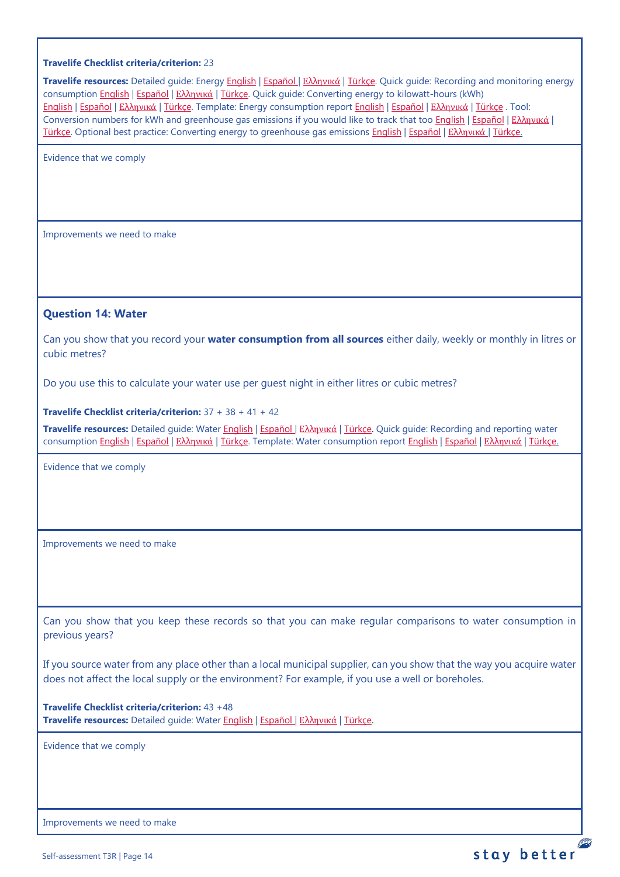**Travelife Checklist criteria/criterion:** 23

**Travelife resources:** Detailed guide: Energy English | Español | Ελληνικά | Türkçe. Quick guide: Recording and monitoring energy consumption English | Español | Ελληνικά | Türkçe. Quick guide: Converting energy to kilowatt-hours (kWh) English | Español | Ελληνικά | Türkçe. Template: Energy consumption report English | Español | Ελληνικά | Türkçe . Tool: Conversion numbers for kWh and greenhouse gas emissions if you would like to track that too English | Español | Ελληνικά | Türkçe. Optional best practice: Converting energy to greenhouse gas emissions English | Español | Ελληνικά | Türkçe.

Evidence that we comply

Improvements we need to make

### Question 14: Water

Can you show that you record your **water consumption from all sources** either daily, weekly or monthly in litres or cubic metres?

Do you use this to calculate your water use per guest night in either litres or cubic metres?

**Travelife Checklist criteria/criterion:** 37 + 38 + 41 + 42

**Travelife resources:** Detailed guide: Water English | Español | Ελληνικά | Türkçe. Quick guide: Recording and reporting water consumption English | Español | Ελληνικά | Türkçe. Template: Water consumption report English | Español | Ελληνικά | Türkçe.

Evidence that we comply

Improvements we need to make

Can you show that you keep these records so that you can make regular comparisons to water consumption in previous years?

If you source water from any place other than a local municipal supplier, can you show that the way you acquire water does not affect the local supply or the environment? For example, if you use a well or boreholes.

**Travelife Checklist criteria/criterion:** 43 +48

**Travelife resources:** Detailed guide: Water English | Español | Ελληνικά | Türkçe.

Evidence that we comply

Improvements we need to make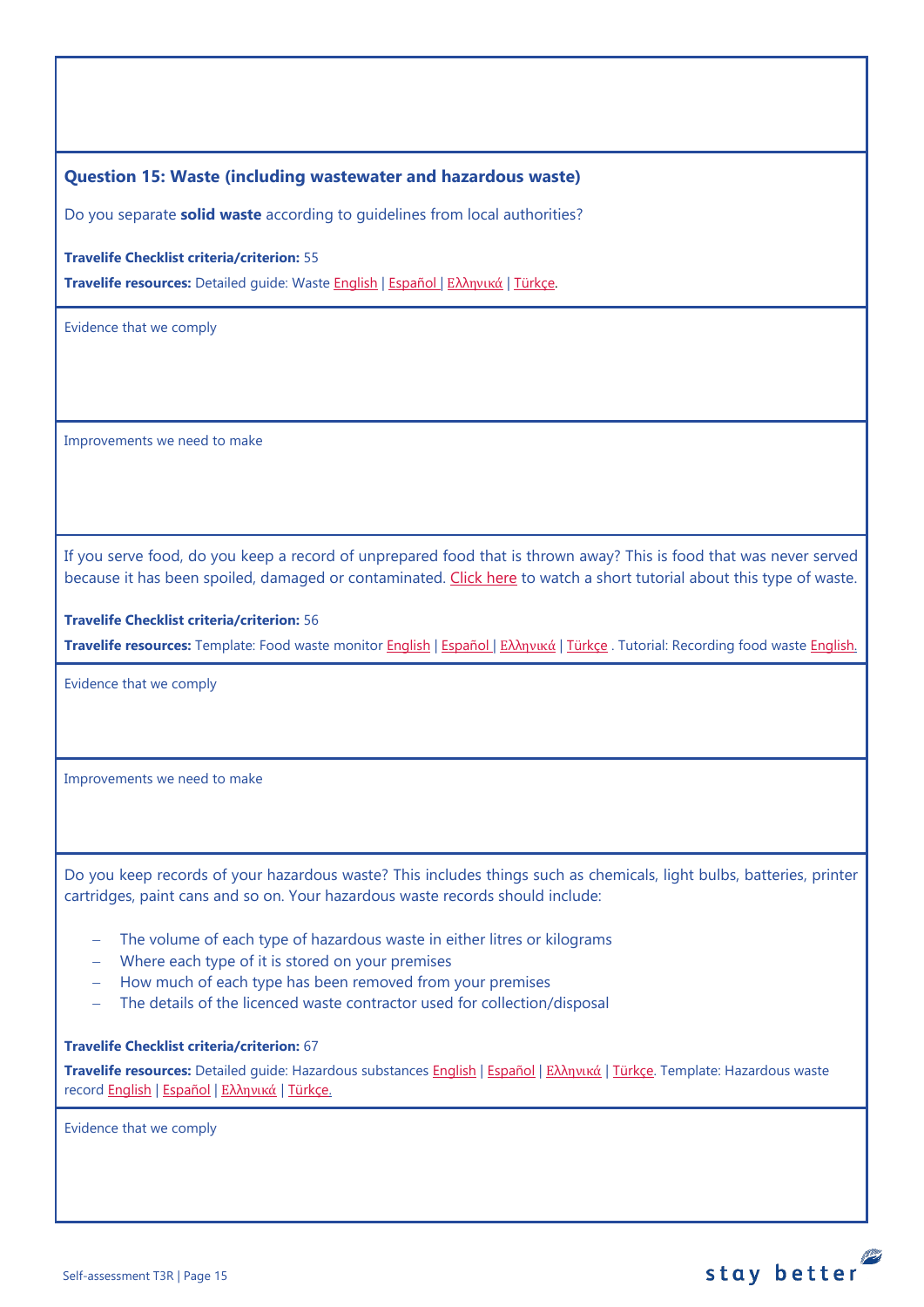### Question 15: Waste (including wastewater and hazardous waste)

Do you separate **solid waste** according to guidelines from local authorities?

**Travelife Checklist criteria/criterion:** 55

**Travelife resources:** Detailed guide: Waste English | Español | Ελληνικά | Türkçe.

Evidence that we comply

Improvements we need to make

If you serve food, do you keep a record of unprepared food that is thrown away? This is food that was never served because it has been spoiled, damaged or contaminated. Click here to watch a short tutorial about this type of waste.

**Travelife Checklist criteria/criterion:** 56

**Travelife resources:** Template: Food waste monitor English | Español | Ελληνικά | Türkçe . Tutorial: Recording food waste English.

Evidence that we comply

Improvements we need to make

Do you keep records of your hazardous waste? This includes things such as chemicals, light bulbs, batteries, printer cartridges, paint cans and so on. Your hazardous waste records should include:

- The volume of each type of hazardous waste in either litres or kilograms
- Where each type of it is stored on your premises
- How much of each type has been removed from your premises
- The details of the licenced waste contractor used for collection/disposal

**Travelife Checklist criteria/criterion:** 67

**Travelife resources:** Detailed guide: Hazardous substances English | Español | Ελληνικά | Türkçe. Template: Hazardous waste record English | Español | Ελληνικά | Türkçe.

Evidence that we comply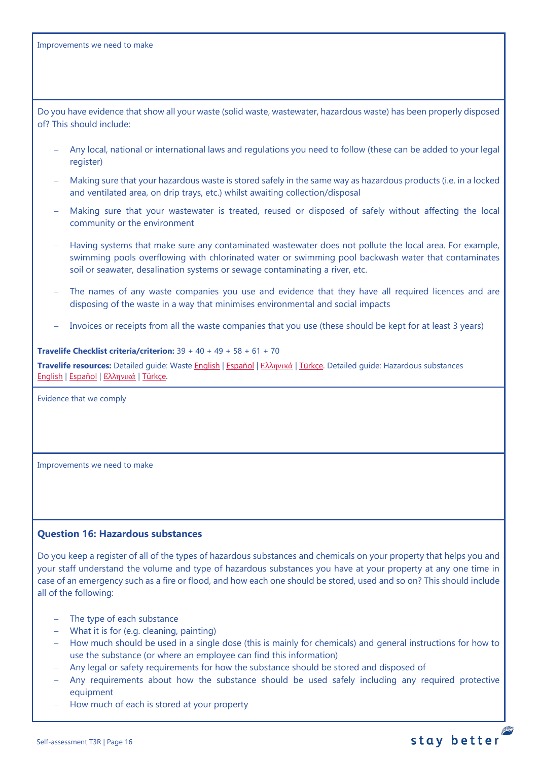Improvements we need to make

Do you have evidence that show all your waste (solid waste, wastewater, hazardous waste) has been properly disposed of? This should include:

- Any local, national or international laws and regulations you need to follow (these can be added to your legal register)
- Making sure that your hazardous waste is stored safely in the same way as hazardous products (i.e. in a locked and ventilated area, on drip trays, etc.) whilst awaiting collection/disposal
- Making sure that your wastewater is treated, reused or disposed of safely without affecting the local community or the environment
- Having systems that make sure any contaminated wastewater does not pollute the local area. For example, swimming pools overflowing with chlorinated water or swimming pool backwash water that contaminates soil or seawater, desalination systems or sewage contaminating a river, etc.
- The names of any waste companies you use and evidence that they have all required licences and are disposing of the waste in a way that minimises environmental and social impacts
- Invoices or receipts from all the waste companies that you use (these should be kept for at least 3 years)

**Travelife Checklist criteria/criterion:** 39 + 40 + 49 + 58 + 61 + 70

**Travelife resources:** Detailed guide: Waste English | Español | Ελληνικά | Türkçe. Detailed guide: Hazardous substances English | Español | Ελληνικά | Türkçe.

Evidence that we comply

Improvements we need to make

### Question 16: Hazardous substances

Do you keep a register of all of the types of hazardous substances and chemicals on your property that helps you and your staff understand the volume and type of hazardous substances you have at your property at any one time in case of an emergency such as a fire or flood, and how each one should be stored, used and so on? This should include all of the following:

- The type of each substance
- What it is for (e.g. cleaning, painting)
- How much should be used in a single dose (this is mainly for chemicals) and general instructions for how to use the substance (or where an employee can find this information)
- Any legal or safety requirements for how the substance should be stored and disposed of
- Any requirements about how the substance should be used safely including any required protective equipment
- How much of each is stored at your property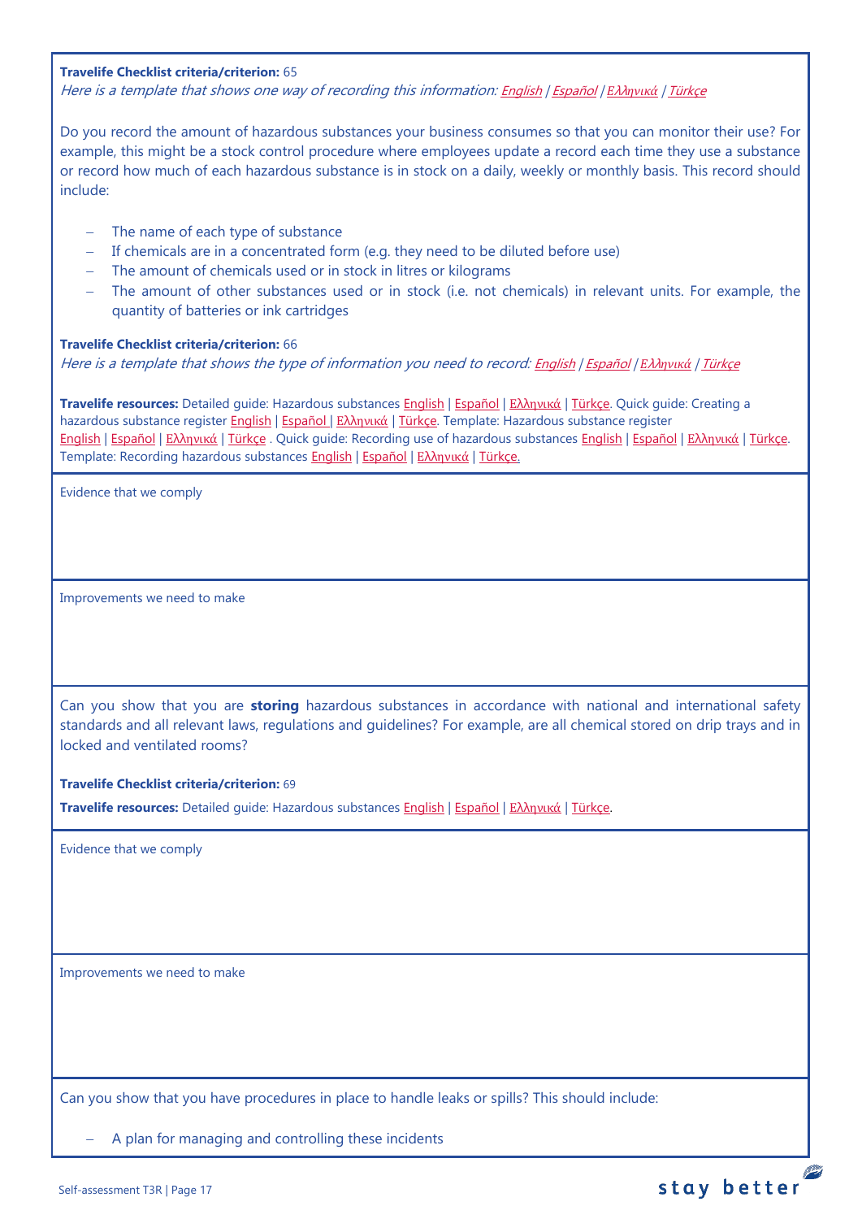**Travelife Checklist criteria/criterion:** 65
*Here is a template that shows one way of recording this information: English / Español / Ελληνικά / Türkçe*

Do you record the amount of hazardous substances your business consumes so that you can monitor their use? For example, this might be a stock control procedure where employees update a record each time they use a substance or record how much of each hazardous substance is in stock on a daily, weekly or monthly basis. This record should include:

- The name of each type of substance
- If chemicals are in a concentrated form (e.g. they need to be diluted before use)
- The amount of chemicals used or in stock in litres or kilograms
- The amount of other substances used or in stock (i.e. not chemicals) in relevant units. For example, the quantity of batteries or ink cartridges

**Travelife Checklist criteria/criterion:** 66
*Here is a template that shows the type of information you need to record: English / Español / Ελληνικά / Türkçe*

**Travelife resources:** Detailed guide: Hazardous substances English | Español | Ελληνικά | Türkçe. Quick guide: Creating a hazardous substance register English | Español | Ελληνικά | Türkçe. Template: Hazardous substance register English | Español | Ελληνικά | Türkçe . Quick guide: Recording use of hazardous substances English | Español | Ελληνικά | Türkçe. Template: Recording hazardous substances English | Español | Ελληνικά | Türkçe.

Evidence that we comply

Improvements we need to make

Can you show that you are **storing** hazardous substances in accordance with national and international safety standards and all relevant laws, regulations and guidelines? For example, are all chemical stored on drip trays and in locked and ventilated rooms?

**Travelife Checklist criteria/criterion:** 69

**Travelife resources:** Detailed guide: Hazardous substances English | Español | Ελληνικά | Türkçe.

Evidence that we comply

Improvements we need to make

Can you show that you have procedures in place to handle leaks or spills? This should include:

- A plan for managing and controlling these incidents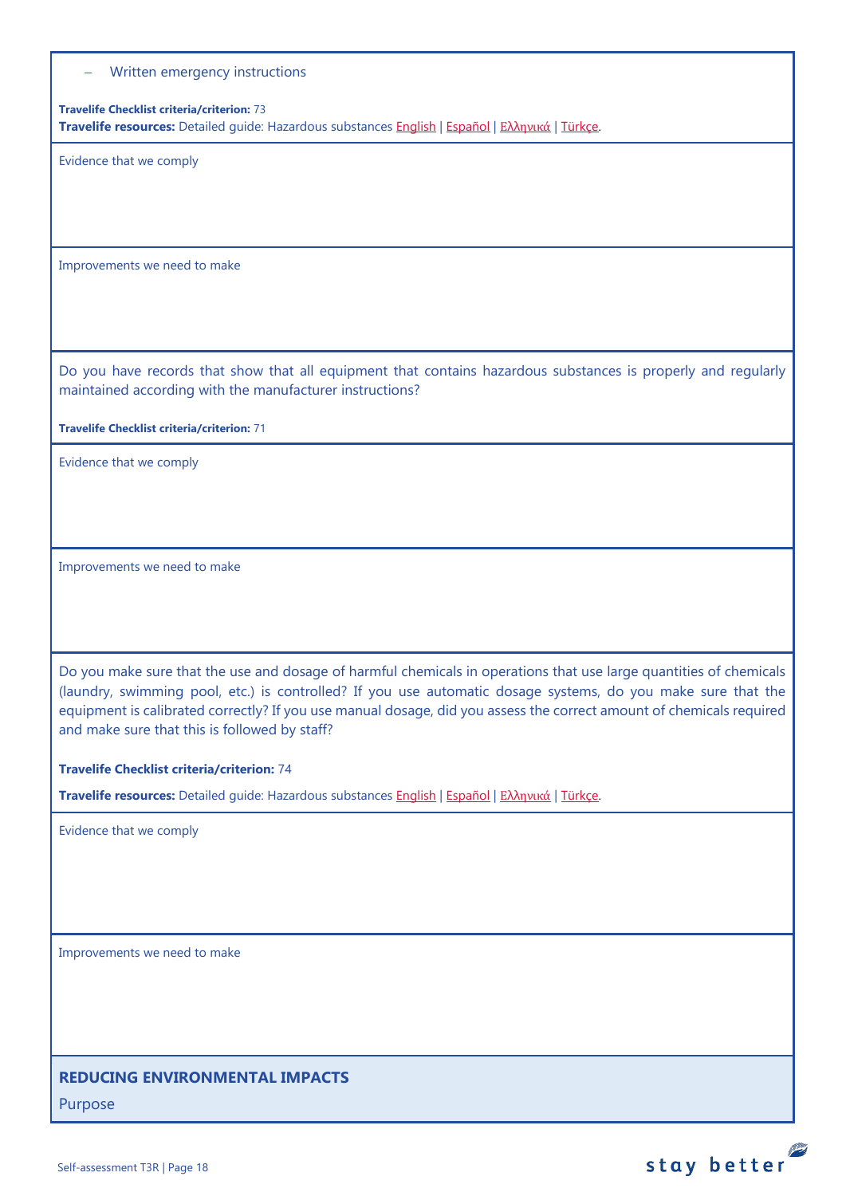– Written emergency instructions

**Travelife Checklist criteria/criterion:** 73
**Travelife resources:** Detailed guide: Hazardous substances English | Español | Ελληνικά | Türkçe.

Evidence that we comply

Improvements we need to make

Do you have records that show that all equipment that contains hazardous substances is properly and regularly maintained according with the manufacturer instructions?

**Travelife Checklist criteria/criterion:** 71

Evidence that we comply

Improvements we need to make

Do you make sure that the use and dosage of harmful chemicals in operations that use large quantities of chemicals (laundry, swimming pool, etc.) is controlled? If you use automatic dosage systems, do you make sure that the equipment is calibrated correctly? If you use manual dosage, did you assess the correct amount of chemicals required and make sure that this is followed by staff?

**Travelife Checklist criteria/criterion:** 74

**Travelife resources:** Detailed guide: Hazardous substances English | Español | Ελληνικά | Türkçe.

Evidence that we comply

Improvements we need to make

## REDUCING ENVIRONMENTAL IMPACTS

Purpose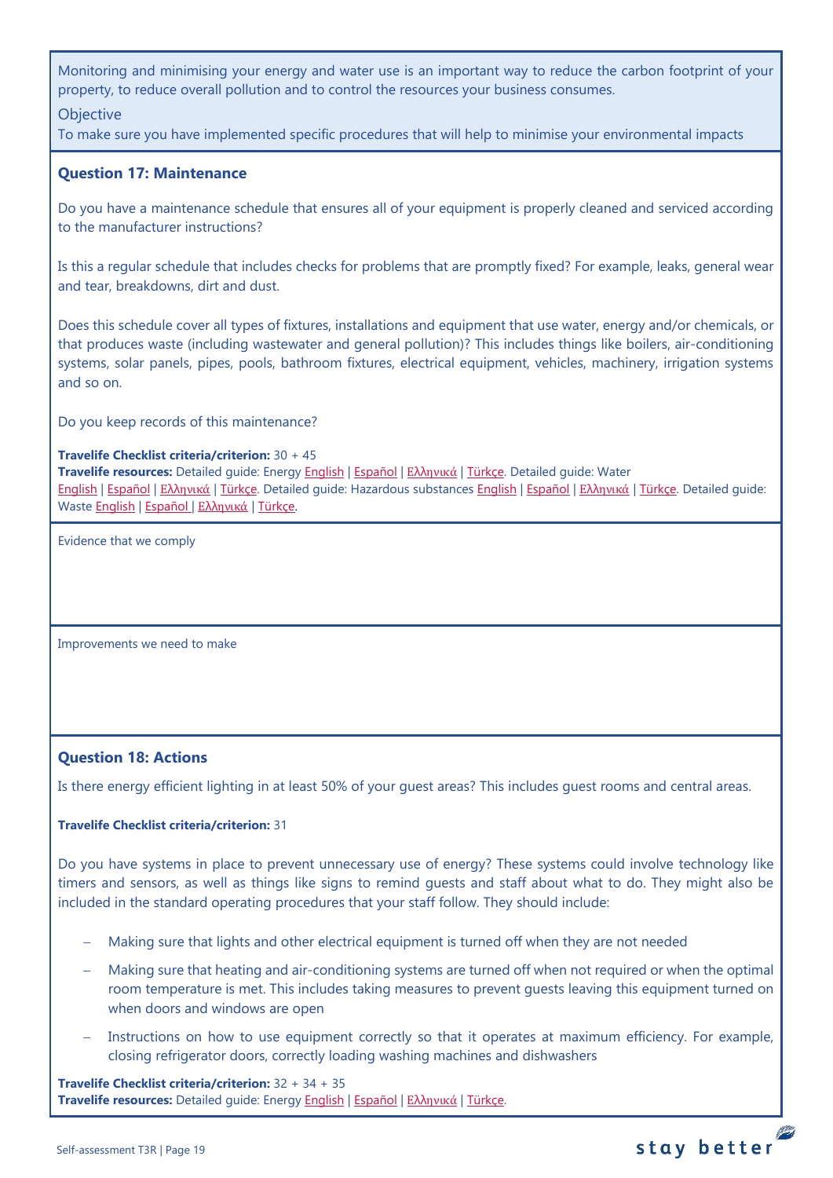Monitoring and minimising your energy and water use is an important way to reduce the carbon footprint of your property, to reduce overall pollution and to control the resources your business consumes.

Objective

To make sure you have implemented specific procedures that will help to minimise your environmental impacts

### Question 17: Maintenance

Do you have a maintenance schedule that ensures all of your equipment is properly cleaned and serviced according to the manufacturer instructions?

Is this a regular schedule that includes checks for problems that are promptly fixed? For example, leaks, general wear and tear, breakdowns, dirt and dust.

Does this schedule cover all types of fixtures, installations and equipment that use water, energy and/or chemicals, or that produces waste (including wastewater and general pollution)? This includes things like boilers, air-conditioning systems, solar panels, pipes, pools, bathroom fixtures, electrical equipment, vehicles, machinery, irrigation systems and so on.

Do you keep records of this maintenance?

**Travelife Checklist criteria/criterion:** 30 + 45
**Travelife resources:** Detailed guide: Energy English | Español | Ελληνικά | Türkçe. Detailed guide: Water English | Español | Ελληνικά | Türkçe. Detailed guide: Hazardous substances English | Español | Ελληνικά | Türkçe. Detailed guide: Waste English | Español | Ελληνικά | Türkçe.

Evidence that we comply

Improvements we need to make

### Question 18: Actions

Is there energy efficient lighting in at least 50% of your guest areas? This includes guest rooms and central areas.

**Travelife Checklist criteria/criterion:** 31

Do you have systems in place to prevent unnecessary use of energy? These systems could involve technology like timers and sensors, as well as things like signs to remind guests and staff about what to do. They might also be included in the standard operating procedures that your staff follow. They should include:

- Making sure that lights and other electrical equipment is turned off when they are not needed
- Making sure that heating and air-conditioning systems are turned off when not required or when the optimal room temperature is met. This includes taking measures to prevent guests leaving this equipment turned on when doors and windows are open
- Instructions on how to use equipment correctly so that it operates at maximum efficiency. For example, closing refrigerator doors, correctly loading washing machines and dishwashers

**Travelife Checklist criteria/criterion:** 32 + 34 + 35
**Travelife resources:** Detailed guide: Energy English | Español | Ελληνικά | Türkçe.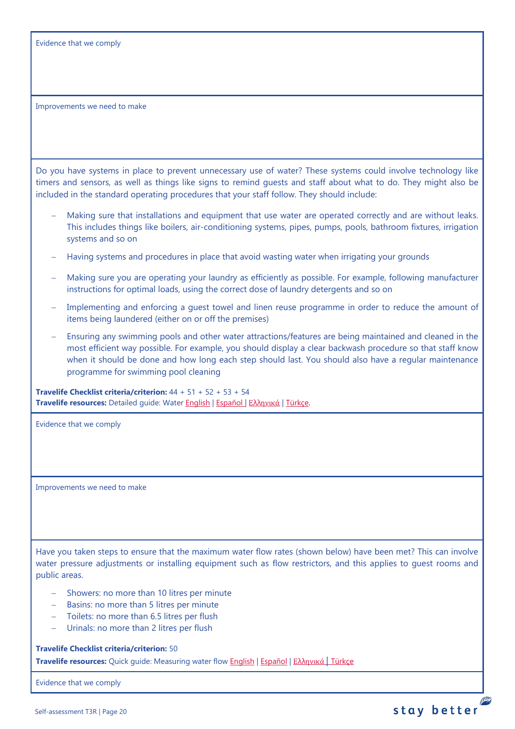Evidence that we comply

Improvements we need to make

Do you have systems in place to prevent unnecessary use of water? These systems could involve technology like timers and sensors, as well as things like signs to remind guests and staff about what to do. They might also be included in the standard operating procedures that your staff follow. They should include:

- Making sure that installations and equipment that use water are operated correctly and are without leaks. This includes things like boilers, air-conditioning systems, pipes, pumps, pools, bathroom fixtures, irrigation systems and so on
- Having systems and procedures in place that avoid wasting water when irrigating your grounds
- Making sure you are operating your laundry as efficiently as possible. For example, following manufacturer instructions for optimal loads, using the correct dose of laundry detergents and so on
- Implementing and enforcing a guest towel and linen reuse programme in order to reduce the amount of items being laundered (either on or off the premises)
- Ensuring any swimming pools and other water attractions/features are being maintained and cleaned in the most efficient way possible. For example, you should display a clear backwash procedure so that staff know when it should be done and how long each step should last. You should also have a regular maintenance programme for swimming pool cleaning

**Travelife Checklist criteria/criterion:** 44 + 51 + 52 + 53 + 54
**Travelife resources:** Detailed guide: Water English | Español | Ελληνικά | Türkçe.

Evidence that we comply

Improvements we need to make

Have you taken steps to ensure that the maximum water flow rates (shown below) have been met? This can involve water pressure adjustments or installing equipment such as flow restrictors, and this applies to guest rooms and public areas.

- Showers: no more than 10 litres per minute
- Basins: no more than 5 litres per minute
- Toilets: no more than 6.5 litres per flush
- Urinals: no more than 2 litres per flush

**Travelife Checklist criteria/criterion:** 50
**Travelife resources:** Quick guide: Measuring water flow English | Español | Ελληνικά | Türkçe

Evidence that we comply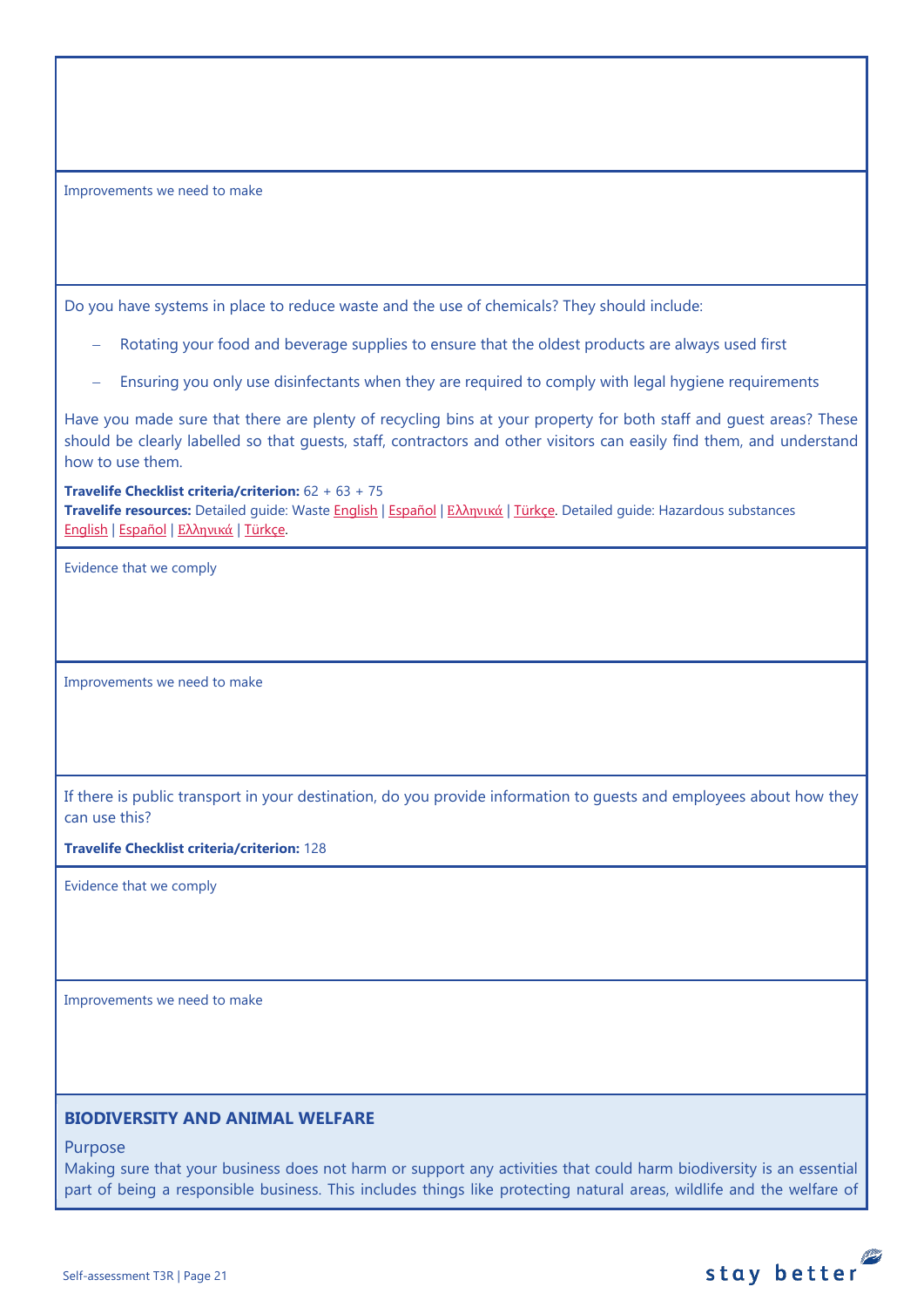Improvements we need to make

Do you have systems in place to reduce waste and the use of chemicals? They should include:

- Rotating your food and beverage supplies to ensure that the oldest products are always used first
- Ensuring you only use disinfectants when they are required to comply with legal hygiene requirements

Have you made sure that there are plenty of recycling bins at your property for both staff and guest areas? These should be clearly labelled so that guests, staff, contractors and other visitors can easily find them, and understand how to use them.

**Travelife Checklist criteria/criterion:** 62 + 63 + 75
**Travelife resources:** Detailed guide: Waste English | Español | Ελληνικά | Türkçe. Detailed guide: Hazardous substances English | Español | Ελληνικά | Türkçe.

Evidence that we comply

Improvements we need to make

If there is public transport in your destination, do you provide information to guests and employees about how they can use this?

**Travelife Checklist criteria/criterion:** 128

Evidence that we comply

Improvements we need to make

## BIODIVERSITY AND ANIMAL WELFARE

Purpose

Making sure that your business does not harm or support any activities that could harm biodiversity is an essential part of being a responsible business. This includes things like protecting natural areas, wildlife and the welfare of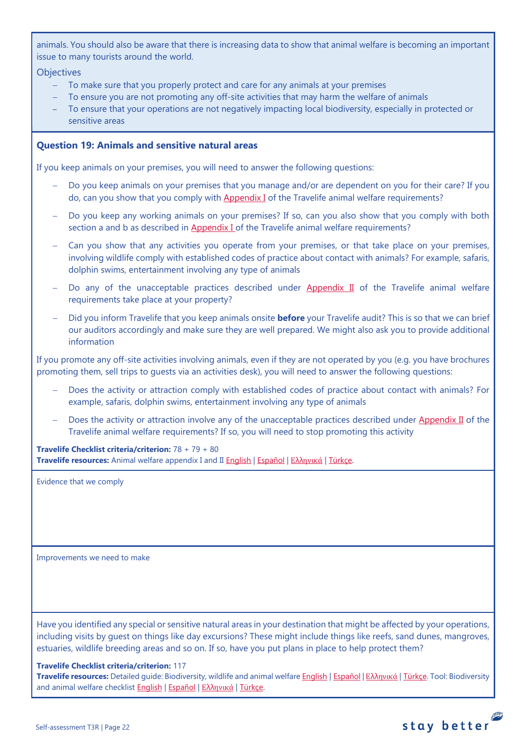animals. You should also be aware that there is increasing data to show that animal welfare is becoming an important issue to many tourists around the world.

Objectives

- To make sure that you properly protect and care for any animals at your premises
- To ensure you are not promoting any off-site activities that may harm the welfare of animals
- To ensure that your operations are not negatively impacting local biodiversity, especially in protected or sensitive areas

### Question 19: Animals and sensitive natural areas

If you keep animals on your premises, you will need to answer the following questions:

- Do you keep animals on your premises that you manage and/or are dependent on you for their care? If you do, can you show that you comply with Appendix I of the Travelife animal welfare requirements?
- Do you keep any working animals on your premises? If so, can you also show that you comply with both section a and b as described in Appendix I of the Travelife animal welfare requirements?
- Can you show that any activities you operate from your premises, or that take place on your premises, involving wildlife comply with established codes of practice about contact with animals? For example, safaris, dolphin swims, entertainment involving any type of animals
- Do any of the unacceptable practices described under Appendix II of the Travelife animal welfare requirements take place at your property?
- Did you inform Travelife that you keep animals onsite **before** your Travelife audit? This is so that we can brief our auditors accordingly and make sure they are well prepared. We might also ask you to provide additional information

If you promote any off-site activities involving animals, even if they are not operated by you (e.g. you have brochures promoting them, sell trips to guests via an activities desk), you will need to answer the following questions:

- Does the activity or attraction comply with established codes of practice about contact with animals? For example, safaris, dolphin swims, entertainment involving any type of animals
- Does the activity or attraction involve any of the unacceptable practices described under Appendix II of the Travelife animal welfare requirements? If so, you will need to stop promoting this activity

**Travelife Checklist criteria/criterion:** 78 + 79 + 80
**Travelife resources:** Animal welfare appendix I and II English | Español | Ελληνικά | Türkçe.

Evidence that we comply

Improvements we need to make

Have you identified any special or sensitive natural areas in your destination that might be affected by your operations, including visits by guest on things like day excursions? These might include things like reefs, sand dunes, mangroves, estuaries, wildlife breeding areas and so on. If so, have you put plans in place to help protect them?

**Travelife Checklist criteria/criterion:** 117
**Travelife resources:** Detailed guide: Biodiversity, wildlife and animal welfare English | Español | Ελληνικά | Türkçe. Tool: Biodiversity and animal welfare checklist English | Español | Ελληνικά | Türkçe.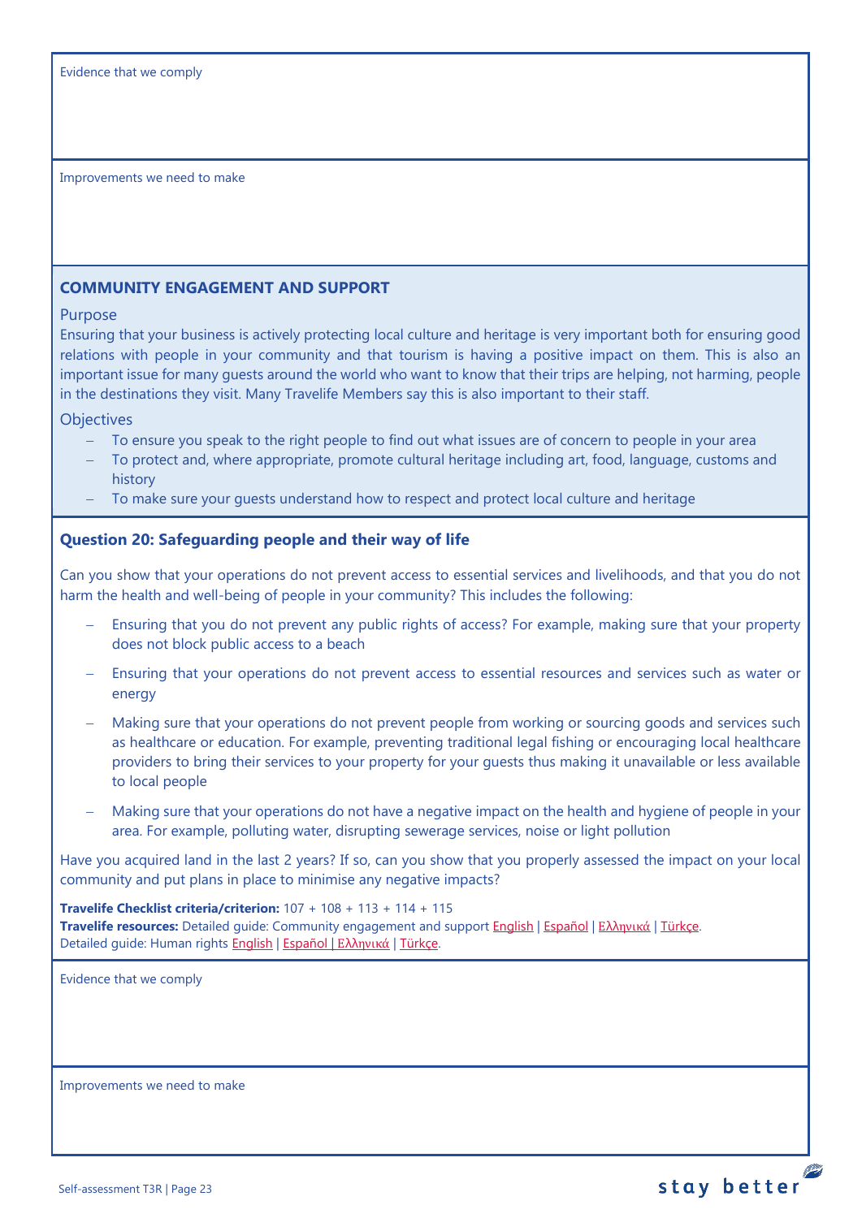Evidence that we comply

Improvements we need to make

## COMMUNITY ENGAGEMENT AND SUPPORT

### Purpose

Ensuring that your business is actively protecting local culture and heritage is very important both for ensuring good relations with people in your community and that tourism is having a positive impact on them. This is also an important issue for many guests around the world who want to know that their trips are helping, not harming, people in the destinations they visit. Many Travelife Members say this is also important to their staff.

### Objectives

- To ensure you speak to the right people to find out what issues are of concern to people in your area
- To protect and, where appropriate, promote cultural heritage including art, food, language, customs and history
- To make sure your guests understand how to respect and protect local culture and heritage

### Question 20: Safeguarding people and their way of life

Can you show that your operations do not prevent access to essential services and livelihoods, and that you do not harm the health and well-being of people in your community? This includes the following:

- Ensuring that you do not prevent any public rights of access? For example, making sure that your property does not block public access to a beach
- Ensuring that your operations do not prevent access to essential resources and services such as water or energy
- Making sure that your operations do not prevent people from working or sourcing goods and services such as healthcare or education. For example, preventing traditional legal fishing or encouraging local healthcare providers to bring their services to your property for your guests thus making it unavailable or less available to local people
- Making sure that your operations do not have a negative impact on the health and hygiene of people in your area. For example, polluting water, disrupting sewerage services, noise or light pollution

Have you acquired land in the last 2 years? If so, can you show that you properly assessed the impact on your local community and put plans in place to minimise any negative impacts?

**Travelife Checklist criteria/criterion:** 107 + 108 + 113 + 114 + 115
**Travelife resources:** Detailed guide: Community engagement and support English | Español | Ελληνικά | Türkçe.
Detailed guide: Human rights English | Español | Ελληνικά | Türkçe.

Evidence that we comply

Improvements we need to make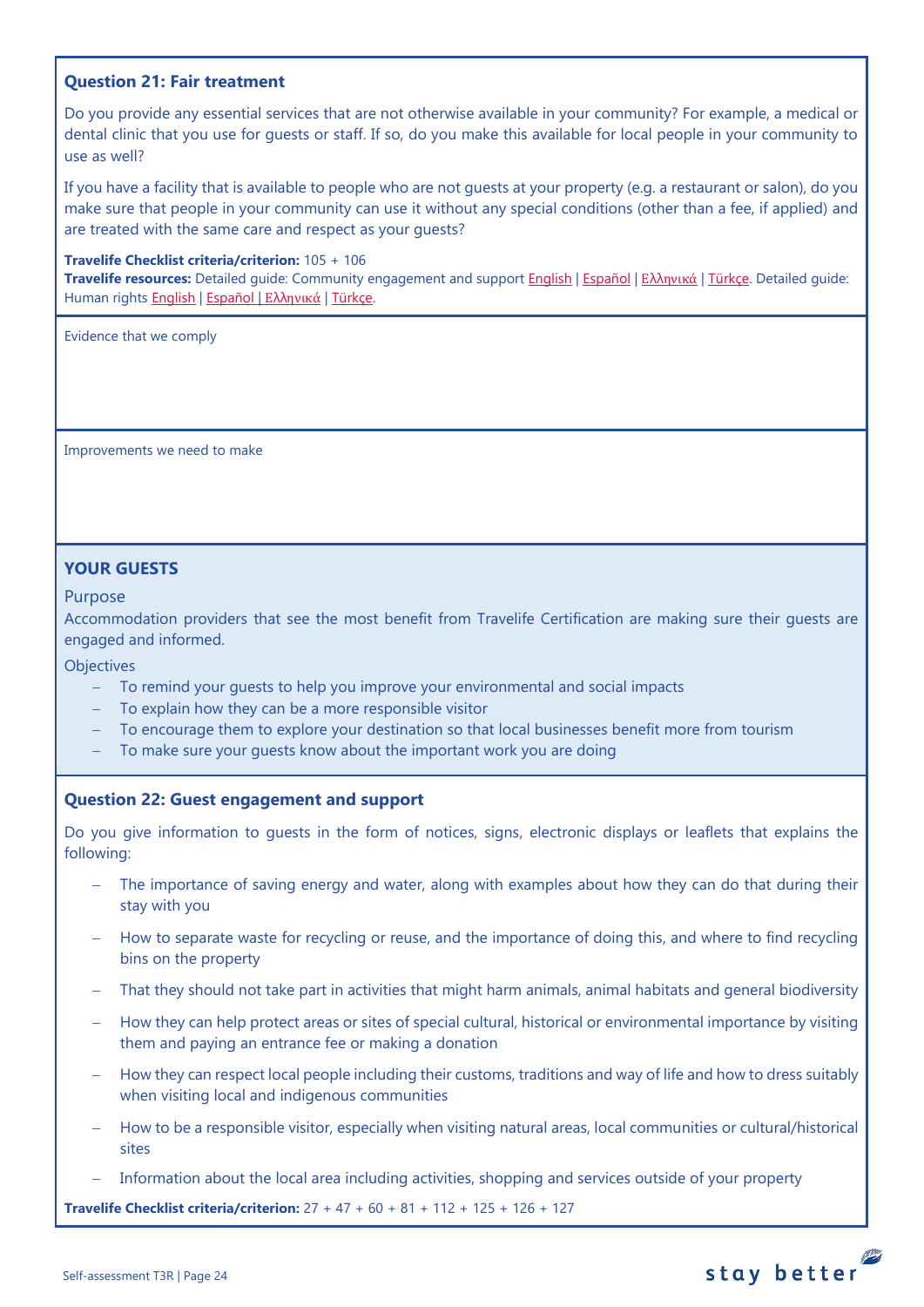### Question 21: Fair treatment

Do you provide any essential services that are not otherwise available in your community? For example, a medical or dental clinic that you use for guests or staff. If so, do you make this available for local people in your community to use as well?

If you have a facility that is available to people who are not guests at your property (e.g. a restaurant or salon), do you make sure that people in your community can use it without any special conditions (other than a fee, if applied) and are treated with the same care and respect as your guests?

**Travelife Checklist criteria/criterion:** 105 + 106
**Travelife resources:** Detailed guide: Community engagement and support English | Español | Ελληνικά | Türkçe. Detailed guide: Human rights English | Español | Ελληνικά | Türkçe.

Evidence that we comply

Improvements we need to make

## YOUR GUESTS

Purpose

Accommodation providers that see the most benefit from Travelife Certification are making sure their guests are engaged and informed.

Objectives

- To remind your guests to help you improve your environmental and social impacts
- To explain how they can be a more responsible visitor
- To encourage them to explore your destination so that local businesses benefit more from tourism
- To make sure your guests know about the important work you are doing

### Question 22: Guest engagement and support

Do you give information to guests in the form of notices, signs, electronic displays or leaflets that explains the following:

- The importance of saving energy and water, along with examples about how they can do that during their stay with you
- How to separate waste for recycling or reuse, and the importance of doing this, and where to find recycling bins on the property
- That they should not take part in activities that might harm animals, animal habitats and general biodiversity
- How they can help protect areas or sites of special cultural, historical or environmental importance by visiting them and paying an entrance fee or making a donation
- How they can respect local people including their customs, traditions and way of life and how to dress suitably when visiting local and indigenous communities
- How to be a responsible visitor, especially when visiting natural areas, local communities or cultural/historical sites
- Information about the local area including activities, shopping and services outside of your property

**Travelife Checklist criteria/criterion:** 27 + 47 + 60 + 81 + 112 + 125 + 126 + 127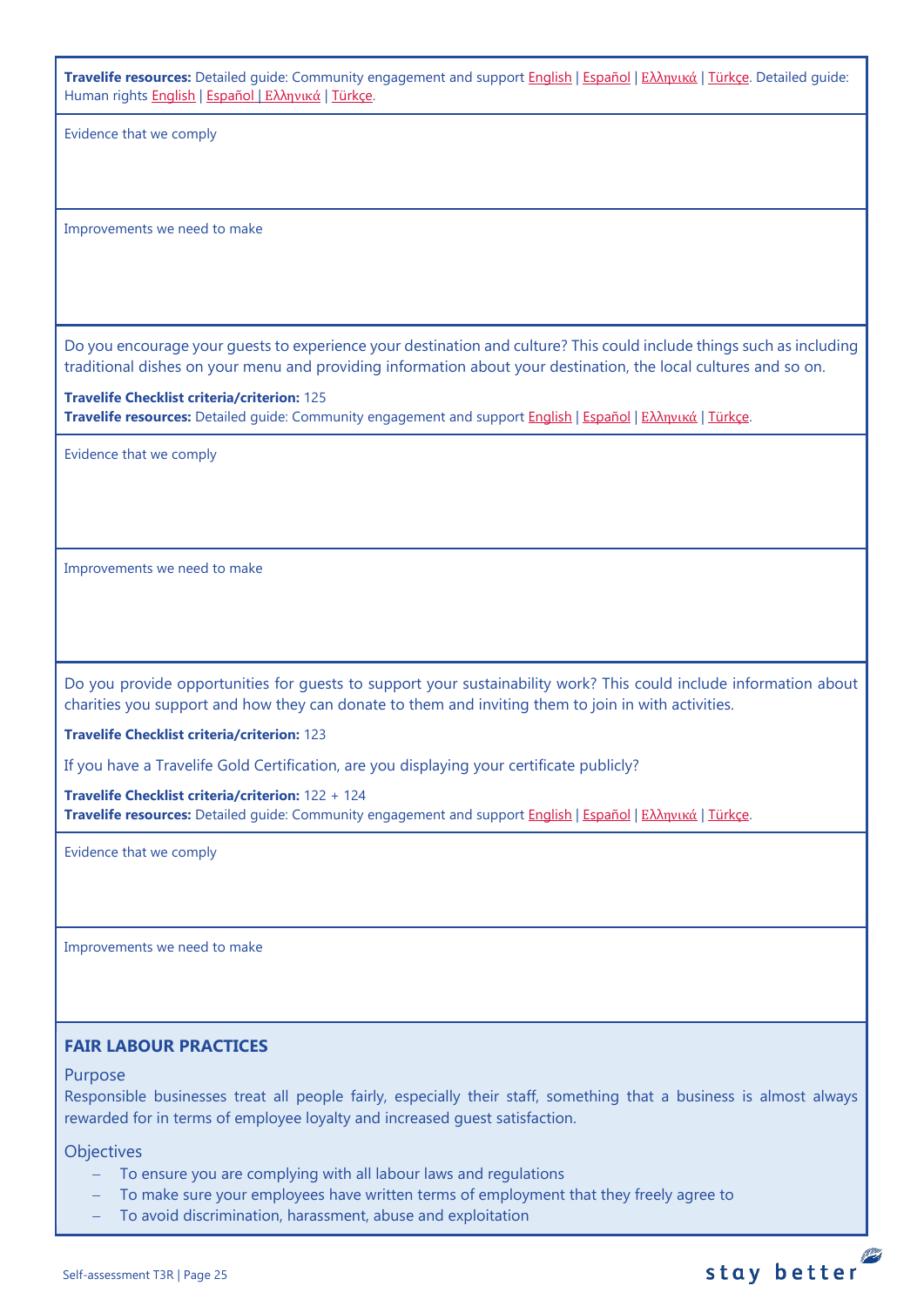**Travelife resources:** Detailed guide: Community engagement and support English | Español | Ελληνικά | Türkçe. Detailed guide: Human rights English | Español | Ελληνικά | Türkçe.

Evidence that we comply

Improvements we need to make

---

Do you encourage your guests to experience your destination and culture? This could include things such as including traditional dishes on your menu and providing information about your destination, the local cultures and so on.

**Travelife Checklist criteria/criterion:** 125
**Travelife resources:** Detailed guide: Community engagement and support English | Español | Ελληνικά | Türkçe.

Evidence that we comply

Improvements we need to make

---

Do you provide opportunities for guests to support your sustainability work? This could include information about charities you support and how they can donate to them and inviting them to join in with activities.

**Travelife Checklist criteria/criterion:** 123

If you have a Travelife Gold Certification, are you displaying your certificate publicly?

**Travelife Checklist criteria/criterion:** 122 + 124
**Travelife resources:** Detailed guide: Community engagement and support English | Español | Ελληνικά | Türkçe.

Evidence that we comply

Improvements we need to make

---

## FAIR LABOUR PRACTICES

### Purpose

Responsible businesses treat all people fairly, especially their staff, something that a business is almost always rewarded for in terms of employee loyalty and increased guest satisfaction.

### Objectives

- To ensure you are complying with all labour laws and regulations
- To make sure your employees have written terms of employment that they freely agree to
- To avoid discrimination, harassment, abuse and exploitation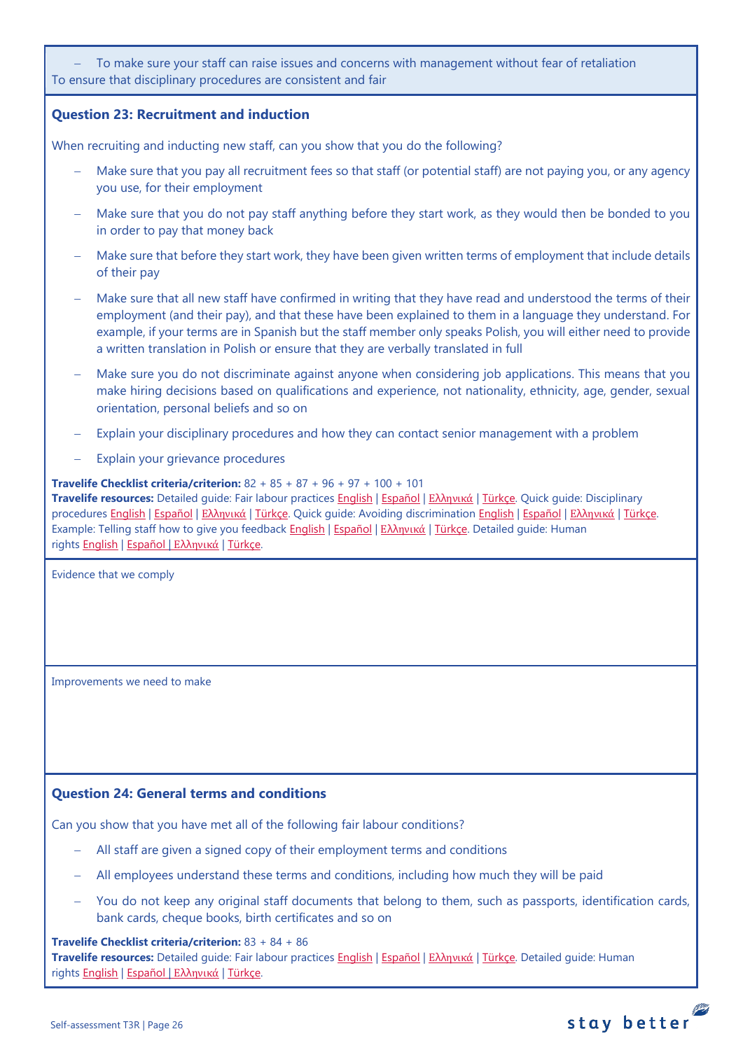- To make sure your staff can raise issues and concerns with management without fear of retaliation

To ensure that disciplinary procedures are consistent and fair

### Question 23: Recruitment and induction

When recruiting and inducting new staff, can you show that you do the following?

- Make sure that you pay all recruitment fees so that staff (or potential staff) are not paying you, or any agency you use, for their employment
- Make sure that you do not pay staff anything before they start work, as they would then be bonded to you in order to pay that money back
- Make sure that before they start work, they have been given written terms of employment that include details of their pay
- Make sure that all new staff have confirmed in writing that they have read and understood the terms of their employment (and their pay), and that these have been explained to them in a language they understand. For example, if your terms are in Spanish but the staff member only speaks Polish, you will either need to provide a written translation in Polish or ensure that they are verbally translated in full
- Make sure you do not discriminate against anyone when considering job applications. This means that you make hiring decisions based on qualifications and experience, not nationality, ethnicity, age, gender, sexual orientation, personal beliefs and so on
- Explain your disciplinary procedures and how they can contact senior management with a problem
- Explain your grievance procedures

**Travelife Checklist criteria/criterion:** 82 + 85 + 87 + 96 + 97 + 100 + 101
**Travelife resources:** Detailed guide: Fair labour practices English | Español | Ελληνικά | Türkçe. Quick guide: Disciplinary procedures English | Español | Ελληνικά | Türkçe. Quick guide: Avoiding discrimination English | Español | Ελληνικά | Türkçe. Example: Telling staff how to give you feedback English | Español | Ελληνικά | Türkçe. Detailed guide: Human rights English | Español | Ελληνικά | Türkçe.

Evidence that we comply

Improvements we need to make

### Question 24: General terms and conditions

Can you show that you have met all of the following fair labour conditions?

- All staff are given a signed copy of their employment terms and conditions
- All employees understand these terms and conditions, including how much they will be paid
- You do not keep any original staff documents that belong to them, such as passports, identification cards, bank cards, cheque books, birth certificates and so on

**Travelife Checklist criteria/criterion:** 83 + 84 + 86
**Travelife resources:** Detailed guide: Fair labour practices English | Español | Ελληνικά | Türkçe. Detailed guide: Human rights English | Español | Ελληνικά | Türkçe.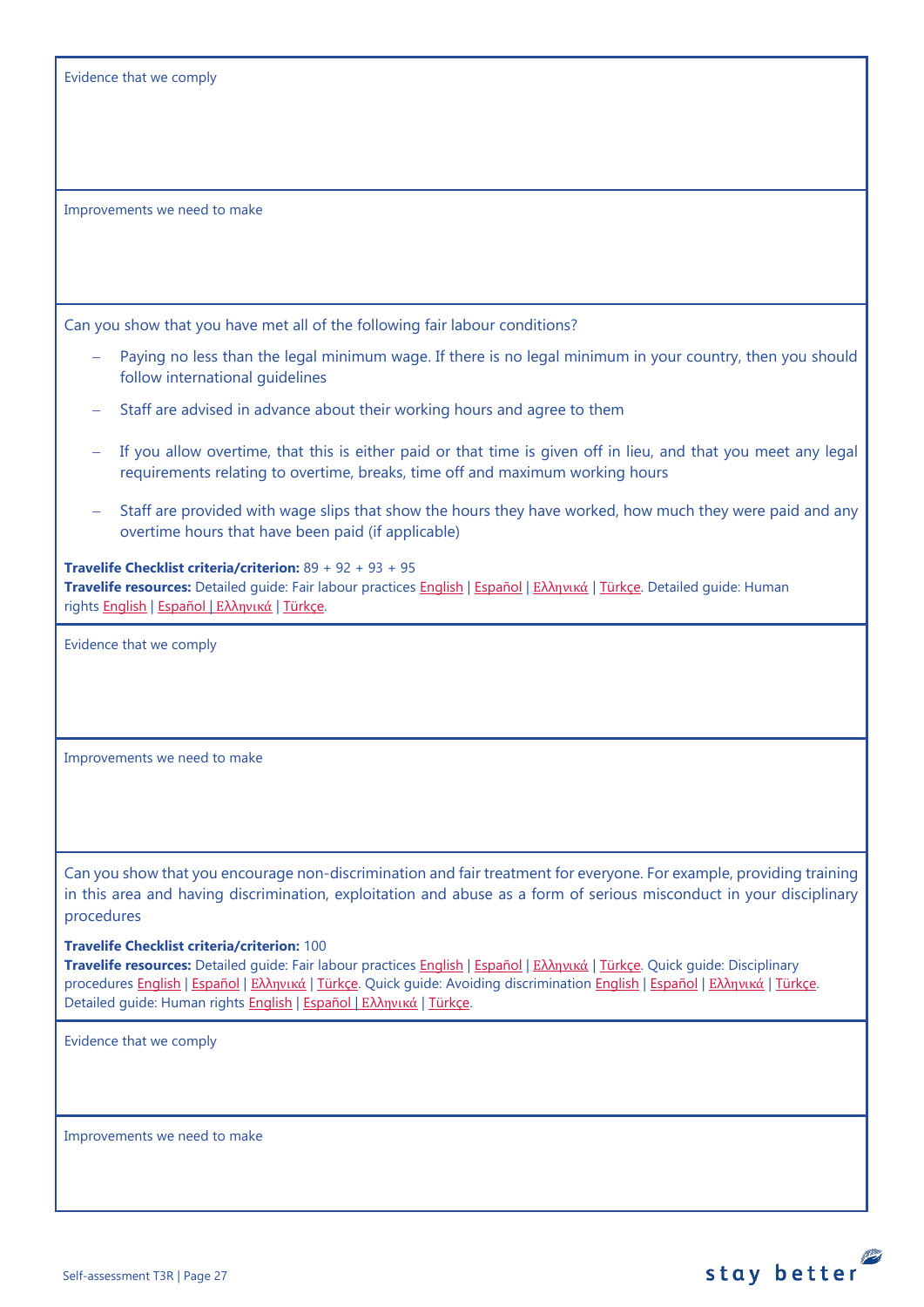Evidence that we comply

Improvements we need to make

Can you show that you have met all of the following fair labour conditions?

- Paying no less than the legal minimum wage. If there is no legal minimum in your country, then you should follow international guidelines
- Staff are advised in advance about their working hours and agree to them
- If you allow overtime, that this is either paid or that time is given off in lieu, and that you meet any legal requirements relating to overtime, breaks, time off and maximum working hours
- Staff are provided with wage slips that show the hours they have worked, how much they were paid and any overtime hours that have been paid (if applicable)

**Travelife Checklist criteria/criterion:** 89 + 92 + 93 + 95
**Travelife resources:** Detailed guide: Fair labour practices English | Español | Ελληνικά | Türkçe. Detailed guide: Human rights English | Español | Ελληνικά | Türkçe.

Evidence that we comply

Improvements we need to make

Can you show that you encourage non-discrimination and fair treatment for everyone. For example, providing training in this area and having discrimination, exploitation and abuse as a form of serious misconduct in your disciplinary procedures

**Travelife Checklist criteria/criterion:** 100
**Travelife resources:** Detailed guide: Fair labour practices English | Español | Ελληνικά | Türkçe. Quick guide: Disciplinary procedures English | Español | Ελληνικά | Türkçe. Quick guide: Avoiding discrimination English | Español | Ελληνικά | Türkçe. Detailed guide: Human rights English | Español | Ελληνικά | Türkçe.

Evidence that we comply

Improvements we need to make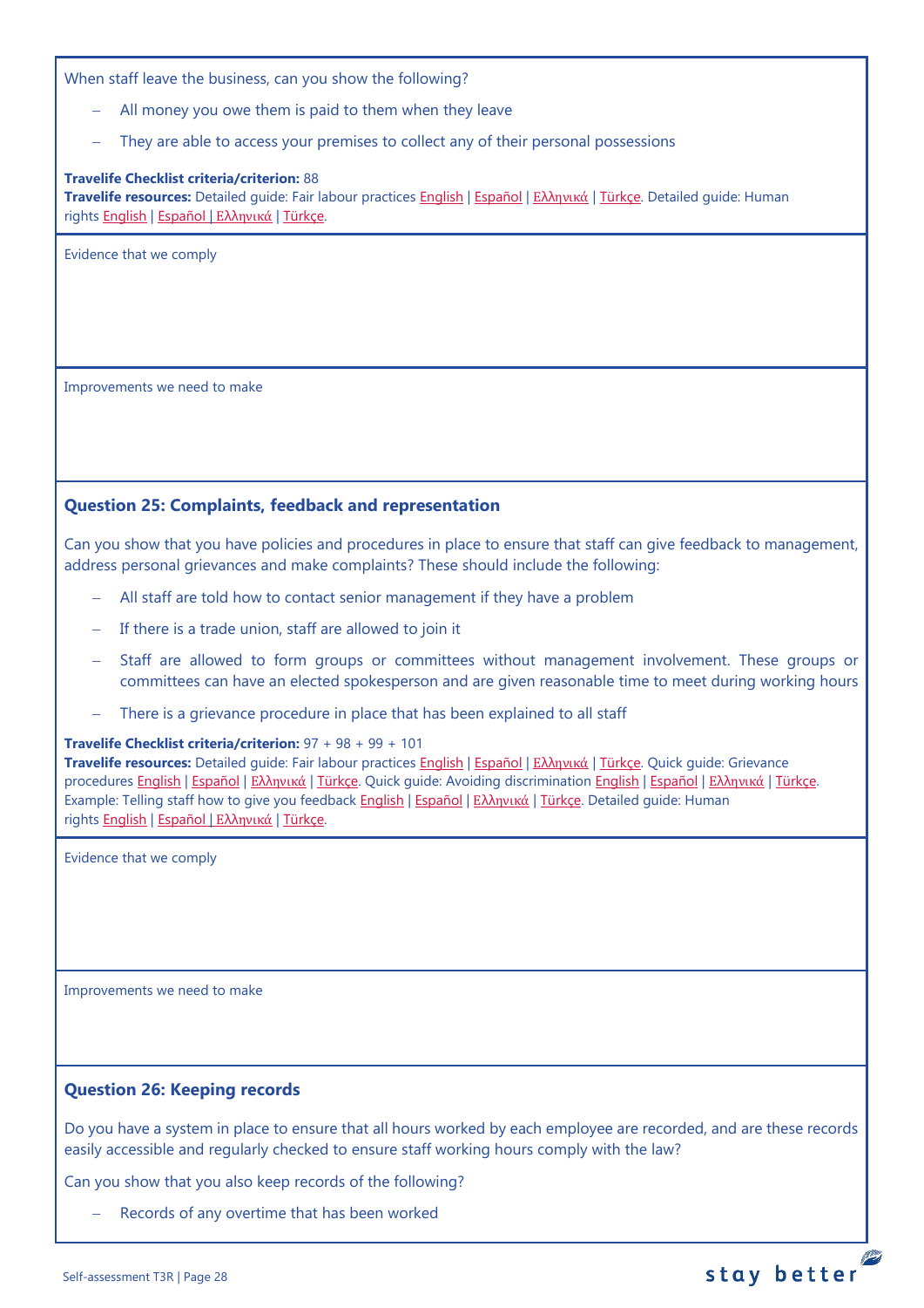When staff leave the business, can you show the following?

- All money you owe them is paid to them when they leave
- They are able to access your premises to collect any of their personal possessions

**Travelife Checklist criteria/criterion:** 88
**Travelife resources:** Detailed guide: Fair labour practices English | Español | Ελληνικά | Türkçe. Detailed guide: Human rights English | Español | Ελληνικά | Türkçe.

Evidence that we comply

Improvements we need to make

### Question 25: Complaints, feedback and representation

Can you show that you have policies and procedures in place to ensure that staff can give feedback to management, address personal grievances and make complaints? These should include the following:

- All staff are told how to contact senior management if they have a problem
- If there is a trade union, staff are allowed to join it
- Staff are allowed to form groups or committees without management involvement. These groups or committees can have an elected spokesperson and are given reasonable time to meet during working hours
- There is a grievance procedure in place that has been explained to all staff

**Travelife Checklist criteria/criterion:** 97 + 98 + 99 + 101
**Travelife resources:** Detailed guide: Fair labour practices English | Español | Ελληνικά | Türkçe. Quick guide: Grievance procedures English | Español | Ελληνικά | Türkçe. Quick guide: Avoiding discrimination English | Español | Ελληνικά | Türkçe. Example: Telling staff how to give you feedback English | Español | Ελληνικά | Türkçe. Detailed guide: Human rights English | Español | Ελληνικά | Türkçe.

Evidence that we comply

Improvements we need to make

### Question 26: Keeping records

Do you have a system in place to ensure that all hours worked by each employee are recorded, and are these records easily accessible and regularly checked to ensure staff working hours comply with the law?

Can you show that you also keep records of the following?

- Records of any overtime that has been worked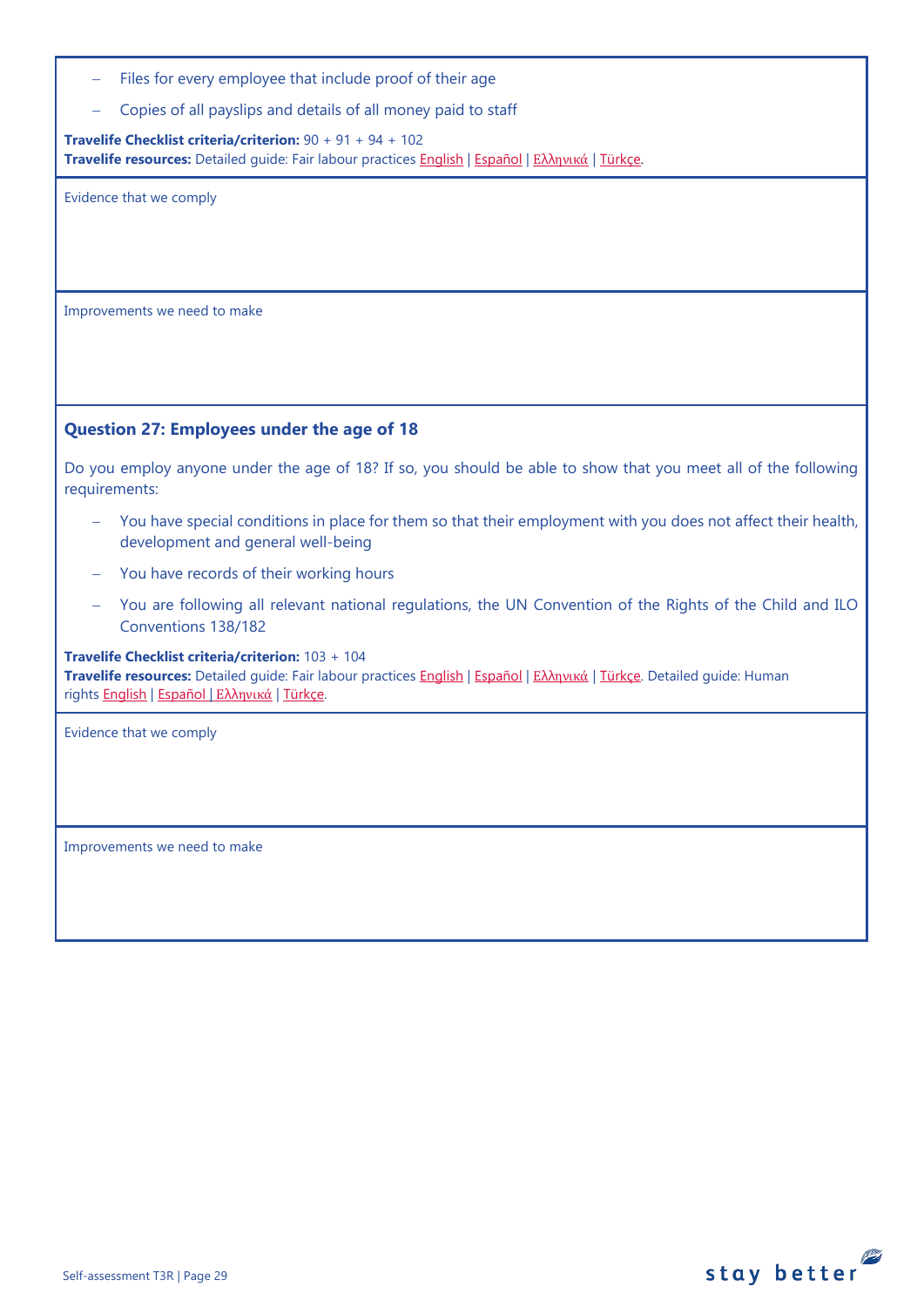- Files for every employee that include proof of their age
- Copies of all payslips and details of all money paid to staff

**Travelife Checklist criteria/criterion:** 90 + 91 + 94 + 102
**Travelife resources:** Detailed guide: Fair labour practices English | Español | Ελληνικά | Türkçe.

Evidence that we comply

Improvements we need to make

### Question 27: Employees under the age of 18

Do you employ anyone under the age of 18? If so, you should be able to show that you meet all of the following requirements:

- You have special conditions in place for them so that their employment with you does not affect their health, development and general well-being
- You have records of their working hours
- You are following all relevant national regulations, the UN Convention of the Rights of the Child and ILO Conventions 138/182

**Travelife Checklist criteria/criterion:** 103 + 104
**Travelife resources:** Detailed guide: Fair labour practices English | Español | Ελληνικά | Türkçe. Detailed guide: Human rights English | Español | Ελληνικά | Türkçe.

Evidence that we comply

Improvements we need to make